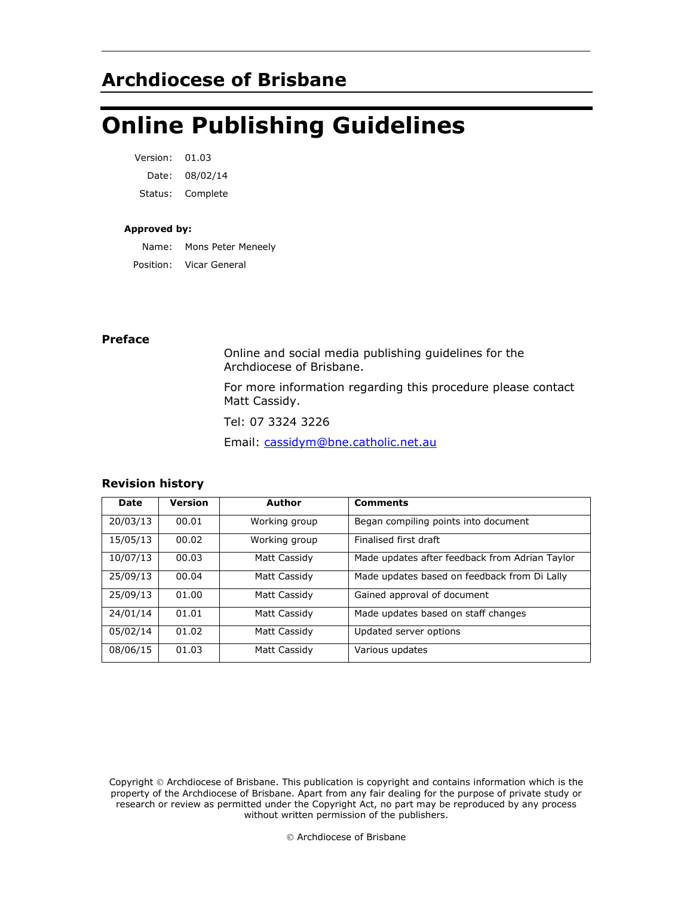## Archdiocese of Brisbane

# Online Publishing Guidelines

Version: 01.03

Date: 08/02/14

Status: Complete

**Approved by:**

Name: Mons Peter Meneely

Position: Vicar General

### Preface

Online and social media publishing guidelines for the Archdiocese of Brisbane.

For more information regarding this procedure please contact Matt Cassidy.

Tel: 07 3324 3226

Email: [cassidym@bne.catholic.net.au](mailto:cassidym@bne.catholic.net.au)

### Revision history

| Date | Version | Author | Comments |
|---|---|---|---|
| 20/03/13 | 00.01 | Working group | Began compiling points into document |
| 15/05/13 | 00.02 | Working group | Finalised first draft |
| 10/07/13 | 00.03 | Matt Cassidy | Made updates after feedback from Adrian Taylor |
| 25/09/13 | 00.04 | Matt Cassidy | Made updates based on feedback from Di Lally |
| 25/09/13 | 01.00 | Matt Cassidy | Gained approval of document |
| 24/01/14 | 01.01 | Matt Cassidy | Made updates based on staff changes |
| 05/02/14 | 01.02 | Matt Cassidy | Updated server options |
| 08/06/15 | 01.03 | Matt Cassidy | Various updates |

Copyright © Archdiocese of Brisbane. This publication is copyright and contains information which is the property of the Archdiocese of Brisbane. Apart from any fair dealing for the purpose of private study or research or review as permitted under the Copyright Act, no part may be reproduced by any process without written permission of the publishers.

© Archdiocese of Brisbane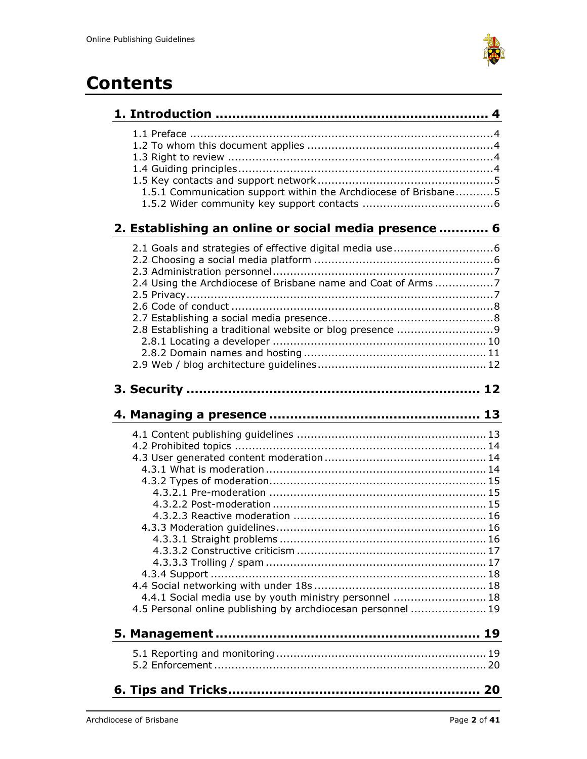# Contents

**1. Introduction ........................................................... 4**

- 1.1 Preface ........................................................................4
- 1.2 To whom this document applies ......................................4
- 1.3 Right to review ..............................................................4
- 1.4 Guiding principles..........................................................4
- 1.5 Key contacts and support network ...................................5
  - 1.5.1 Communication support within the Archdiocese of Brisbane...........5
  - 1.5.2 Wider community key support contacts ......................................6

**2. Establishing an online or social media presence ........... 6**

- 2.1 Goals and strategies of effective digital media use.............................6
- 2.2 Choosing a social media platform ....................................................6
- 2.3 Administration personnel.................................................................7
- 2.4 Using the Archdiocese of Brisbane name and Coat of Arms .................7
- 2.5 Privacy..........................................................................................7
- 2.6 Code of conduct ............................................................................8
- 2.7 Establishing a social media presence................................................8
- 2.8 Establishing a traditional website or blog presence ............................9
  - 2.8.1 Locating a developer ..............................................................10
  - 2.8.2 Domain names and hosting .....................................................11
- 2.9 Web / blog architecture guidelines..................................................12

**3. Security ................................................................. 12**

**4. Managing a presence .............................................. 13**

- 4.1 Content publishing guidelines .......................................................13
- 4.2 Prohibited topics .........................................................................14
- 4.3 User generated content moderation ...............................................14
  - 4.3.1 What is moderation ................................................................14
  - 4.3.2 Types of moderation...............................................................15
    - 4.3.2.1 Pre-moderation ...............................................................15
    - 4.3.2.2 Post-moderation ..............................................................15
    - 4.3.2.3 Reactive moderation ........................................................16
  - 4.3.3 Moderation guidelines.............................................................16
    - 4.3.3.1 Straight problems ............................................................16
    - 4.3.3.2 Constructive criticism .......................................................17
    - 4.3.3.3 Trolling / spam ................................................................17
  - 4.3.4 Support ................................................................................18
- 4.4 Social networking with under 18s ..................................................18
  - 4.4.1 Social media use by youth ministry personnel ...........................18
- 4.5 Personal online publishing by archdiocesan personnel ......................19

**5. Management ........................................................... 19**

- 5.1 Reporting and monitoring .............................................................19
- 5.2 Enforcement ...............................................................................20

**6. Tips and Tricks........................................................ 20**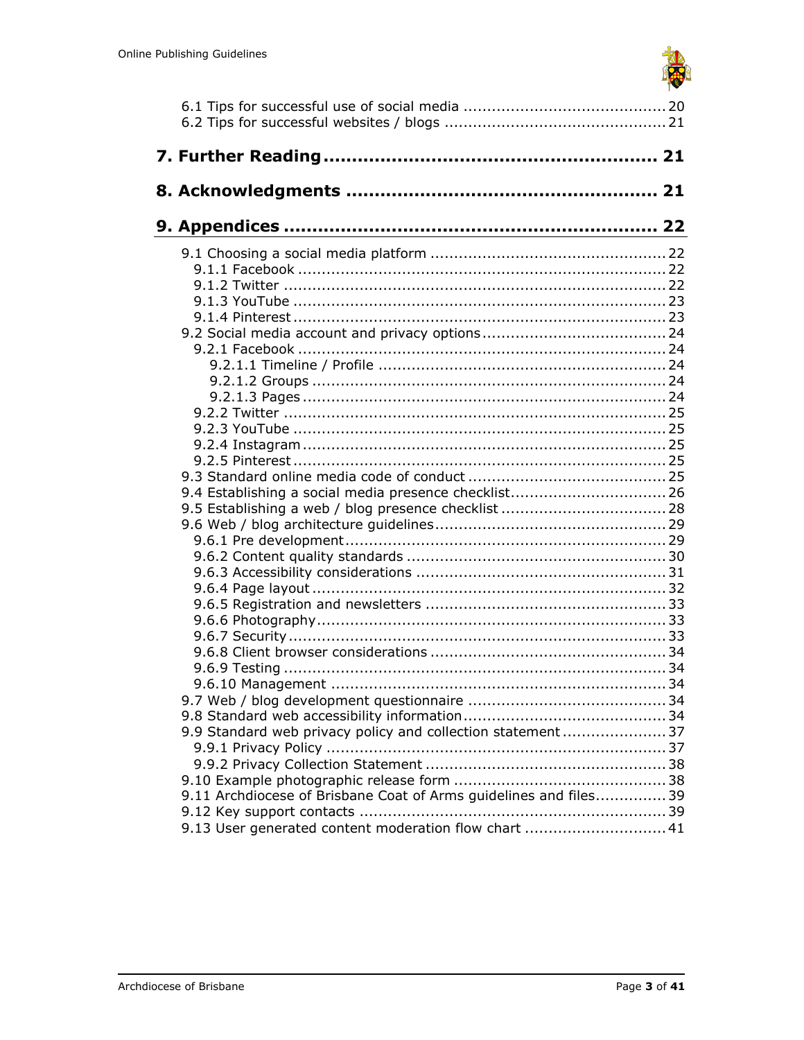6.1 Tips for successful use of social media ........................................... 20
6.2 Tips for successful websites / blogs ............................................... 21

**7. Further Reading ........................................................ 21**

**8. Acknowledgments ..................................................... 21**

**9. Appendices ............................................................... 22**

9.1 Choosing a social media platform .................................................. 22
  9.1.1 Facebook ............................................................................. 22
  9.1.2 Twitter ................................................................................ 22
  9.1.3 YouTube .............................................................................. 23
  9.1.4 Pinterest .............................................................................. 23
9.2 Social media account and privacy options ....................................... 24
  9.2.1 Facebook ............................................................................. 24
    9.2.1.1 Timeline / Profile ............................................................ 24
    9.2.1.2 Groups .......................................................................... 24
    9.2.1.3 Pages ............................................................................ 24
  9.2.2 Twitter ................................................................................ 25
  9.2.3 YouTube .............................................................................. 25
  9.2.4 Instagram ............................................................................ 25
  9.2.5 Pinterest .............................................................................. 25
9.3 Standard online media code of conduct .......................................... 25
9.4 Establishing a social media presence checklist ................................. 26
9.5 Establishing a web / blog presence checklist ................................... 28
9.6 Web / blog architecture guidelines ................................................. 29
  9.6.1 Pre development .................................................................... 29
  9.6.2 Content quality standards ....................................................... 30
  9.6.3 Accessibility considerations ..................................................... 31
  9.6.4 Page layout ........................................................................... 32
  9.6.5 Registration and newsletters ................................................... 33
  9.6.6 Photography .......................................................................... 33
  9.6.7 Security ............................................................................... 33
  9.6.8 Client browser considerations .................................................. 34
  9.6.9 Testing ................................................................................ 34
  9.6.10 Management ...................................................................... 34
9.7 Web / blog development questionnaire .......................................... 34
9.8 Standard web accessibility information ........................................... 34
9.9 Standard web privacy policy and collection statement ...................... 37
  9.9.1 Privacy Policy ........................................................................ 37
  9.9.2 Privacy Collection Statement ................................................... 38
9.10 Example photographic release form ............................................. 38
9.11 Archdiocese of Brisbane Coat of Arms guidelines and files ............... 39
9.12 Key support contacts ................................................................. 39
9.13 User generated content moderation flow chart .............................. 41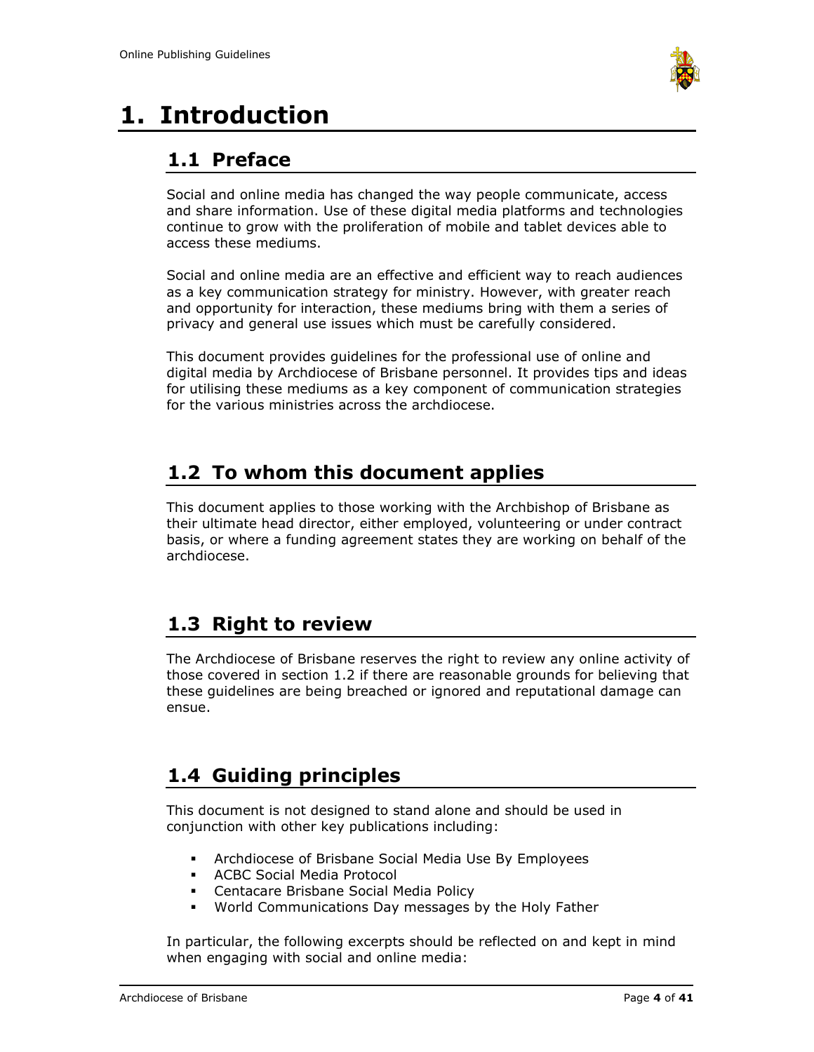# 1. Introduction

## 1.1 Preface

Social and online media has changed the way people communicate, access and share information. Use of these digital media platforms and technologies continue to grow with the proliferation of mobile and tablet devices able to access these mediums.

Social and online media are an effective and efficient way to reach audiences as a key communication strategy for ministry. However, with greater reach and opportunity for interaction, these mediums bring with them a series of privacy and general use issues which must be carefully considered.

This document provides guidelines for the professional use of online and digital media by Archdiocese of Brisbane personnel. It provides tips and ideas for utilising these mediums as a key component of communication strategies for the various ministries across the archdiocese.

## 1.2 To whom this document applies

This document applies to those working with the Archbishop of Brisbane as their ultimate head director, either employed, volunteering or under contract basis, or where a funding agreement states they are working on behalf of the archdiocese.

## 1.3 Right to review

The Archdiocese of Brisbane reserves the right to review any online activity of those covered in section 1.2 if there are reasonable grounds for believing that these guidelines are being breached or ignored and reputational damage can ensue.

## 1.4 Guiding principles

This document is not designed to stand alone and should be used in conjunction with other key publications including:

- Archdiocese of Brisbane Social Media Use By Employees
- ACBC Social Media Protocol
- Centacare Brisbane Social Media Policy
- World Communications Day messages by the Holy Father

In particular, the following excerpts should be reflected on and kept in mind when engaging with social and online media: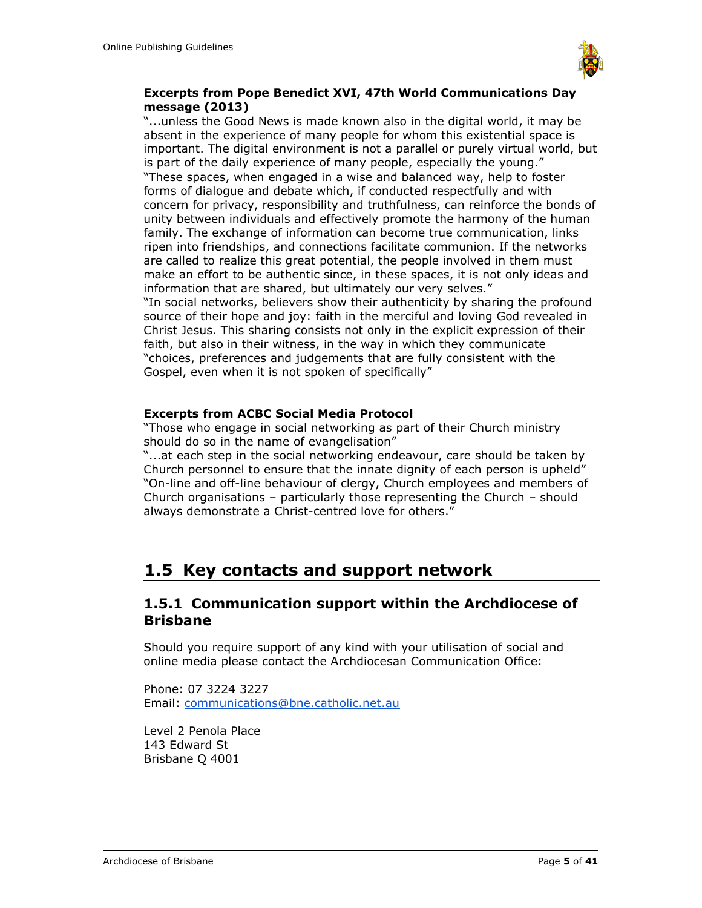**Excerpts from Pope Benedict XVI, 47th World Communications Day message (2013)**

"...unless the Good News is made known also in the digital world, it may be absent in the experience of many people for whom this existential space is important. The digital environment is not a parallel or purely virtual world, but is part of the daily experience of many people, especially the young."

"These spaces, when engaged in a wise and balanced way, help to foster forms of dialogue and debate which, if conducted respectfully and with concern for privacy, responsibility and truthfulness, can reinforce the bonds of unity between individuals and effectively promote the harmony of the human family. The exchange of information can become true communication, links ripen into friendships, and connections facilitate communion. If the networks are called to realize this great potential, the people involved in them must make an effort to be authentic since, in these spaces, it is not only ideas and information that are shared, but ultimately our very selves."

"In social networks, believers show their authenticity by sharing the profound source of their hope and joy: faith in the merciful and loving God revealed in Christ Jesus. This sharing consists not only in the explicit expression of their faith, but also in their witness, in the way in which they communicate "choices, preferences and judgements that are fully consistent with the Gospel, even when it is not spoken of specifically"

**Excerpts from ACBC Social Media Protocol**

"Those who engage in social networking as part of their Church ministry should do so in the name of evangelisation"

"...at each step in the social networking endeavour, care should be taken by Church personnel to ensure that the innate dignity of each person is upheld"

"On-line and off-line behaviour of clergy, Church employees and members of Church organisations – particularly those representing the Church – should always demonstrate a Christ-centred love for others."

## 1.5 Key contacts and support network

### 1.5.1 Communication support within the Archdiocese of Brisbane

Should you require support of any kind with your utilisation of social and online media please contact the Archdiocesan Communication Office:

Phone: 07 3224 3227
Email: communications@bne.catholic.net.au

Level 2 Penola Place
143 Edward St
Brisbane Q 4001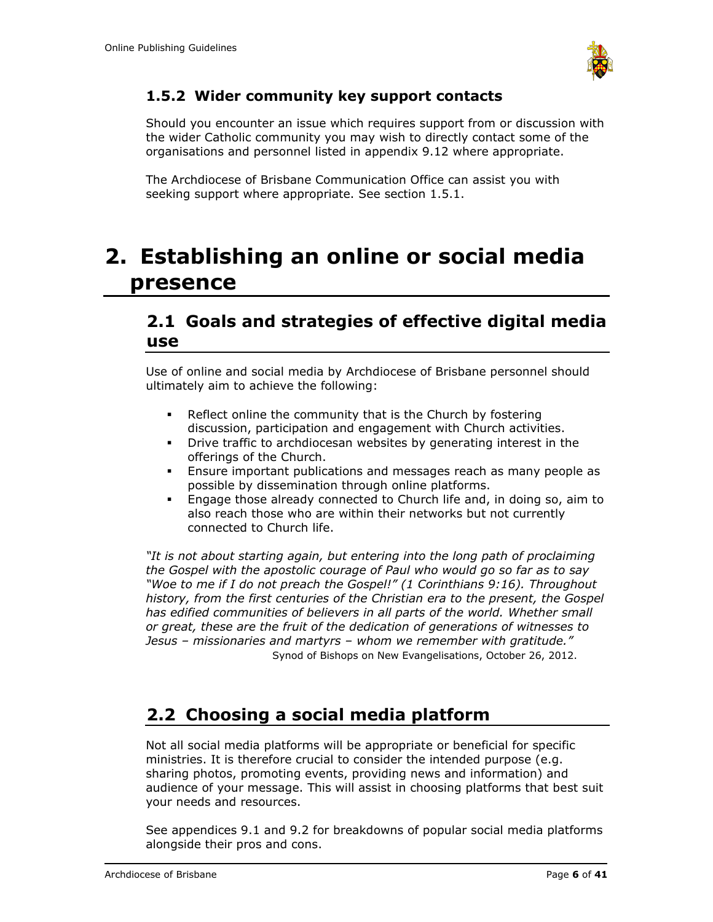### 1.5.2 Wider community key support contacts

Should you encounter an issue which requires support from or discussion with the wider Catholic community you may wish to directly contact some of the organisations and personnel listed in appendix 9.12 where appropriate.

The Archdiocese of Brisbane Communication Office can assist you with seeking support where appropriate. See section 1.5.1.

# 2. Establishing an online or social media presence

## 2.1 Goals and strategies of effective digital media use

Use of online and social media by Archdiocese of Brisbane personnel should ultimately aim to achieve the following:

- Reflect online the community that is the Church by fostering discussion, participation and engagement with Church activities.
- Drive traffic to archdiocesan websites by generating interest in the offerings of the Church.
- Ensure important publications and messages reach as many people as possible by dissemination through online platforms.
- Engage those already connected to Church life and, in doing so, aim to also reach those who are within their networks but not currently connected to Church life.

*"It is not about starting again, but entering into the long path of proclaiming the Gospel with the apostolic courage of Paul who would go so far as to say "Woe to me if I do not preach the Gospel!" (1 Corinthians 9:16). Throughout history, from the first centuries of the Christian era to the present, the Gospel has edified communities of believers in all parts of the world. Whether small or great, these are the fruit of the dedication of generations of witnesses to Jesus – missionaries and martyrs – whom we remember with gratitude."*

Synod of Bishops on New Evangelisations, October 26, 2012.

## 2.2 Choosing a social media platform

Not all social media platforms will be appropriate or beneficial for specific ministries. It is therefore crucial to consider the intended purpose (e.g. sharing photos, promoting events, providing news and information) and audience of your message. This will assist in choosing platforms that best suit your needs and resources.

See appendices 9.1 and 9.2 for breakdowns of popular social media platforms alongside their pros and cons.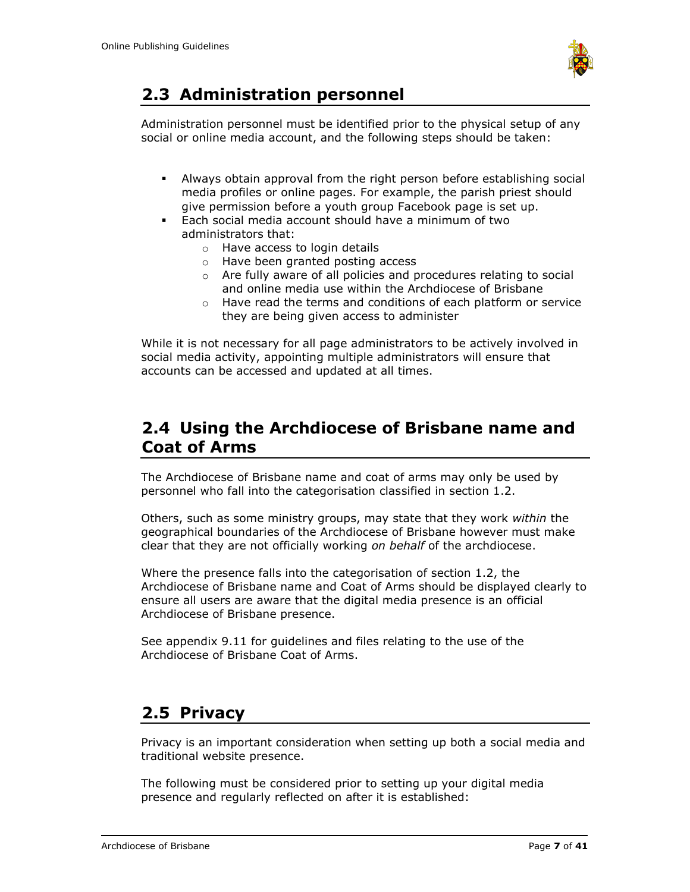## 2.3 Administration personnel

Administration personnel must be identified prior to the physical setup of any social or online media account, and the following steps should be taken:

- Always obtain approval from the right person before establishing social media profiles or online pages. For example, the parish priest should give permission before a youth group Facebook page is set up.
- Each social media account should have a minimum of two administrators that:
  - Have access to login details
  - Have been granted posting access
  - Are fully aware of all policies and procedures relating to social and online media use within the Archdiocese of Brisbane
  - Have read the terms and conditions of each platform or service they are being given access to administer

While it is not necessary for all page administrators to be actively involved in social media activity, appointing multiple administrators will ensure that accounts can be accessed and updated at all times.

## 2.4 Using the Archdiocese of Brisbane name and Coat of Arms

The Archdiocese of Brisbane name and coat of arms may only be used by personnel who fall into the categorisation classified in section 1.2.

Others, such as some ministry groups, may state that they work *within* the geographical boundaries of the Archdiocese of Brisbane however must make clear that they are not officially working *on behalf* of the archdiocese.

Where the presence falls into the categorisation of section 1.2, the Archdiocese of Brisbane name and Coat of Arms should be displayed clearly to ensure all users are aware that the digital media presence is an official Archdiocese of Brisbane presence.

See appendix 9.11 for guidelines and files relating to the use of the Archdiocese of Brisbane Coat of Arms.

## 2.5 Privacy

Privacy is an important consideration when setting up both a social media and traditional website presence.

The following must be considered prior to setting up your digital media presence and regularly reflected on after it is established: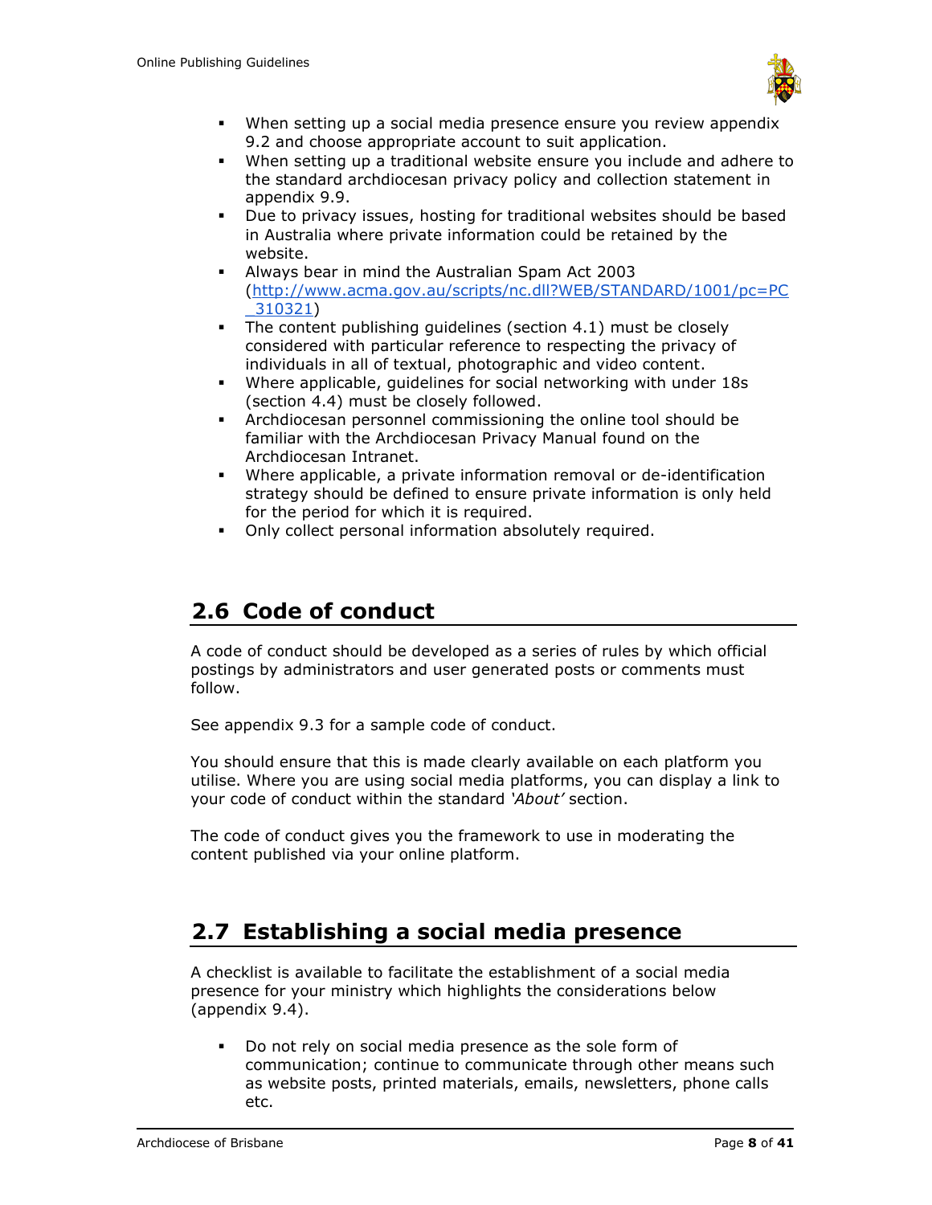- When setting up a social media presence ensure you review appendix 9.2 and choose appropriate account to suit application.
- When setting up a traditional website ensure you include and adhere to the standard archdiocesan privacy policy and collection statement in appendix 9.9.
- Due to privacy issues, hosting for traditional websites should be based in Australia where private information could be retained by the website.
- Always bear in mind the Australian Spam Act 2003 (http://www.acma.gov.au/scripts/nc.dll?WEB/STANDARD/1001/pc=PC_310321)
- The content publishing guidelines (section 4.1) must be closely considered with particular reference to respecting the privacy of individuals in all of textual, photographic and video content.
- Where applicable, guidelines for social networking with under 18s (section 4.4) must be closely followed.
- Archdiocesan personnel commissioning the online tool should be familiar with the Archdiocesan Privacy Manual found on the Archdiocesan Intranet.
- Where applicable, a private information removal or de-identification strategy should be defined to ensure private information is only held for the period for which it is required.
- Only collect personal information absolutely required.

## 2.6 Code of conduct

A code of conduct should be developed as a series of rules by which official postings by administrators and user generated posts or comments must follow.

See appendix 9.3 for a sample code of conduct.

You should ensure that this is made clearly available on each platform you utilise. Where you are using social media platforms, you can display a link to your code of conduct within the standard *'About'* section.

The code of conduct gives you the framework to use in moderating the content published via your online platform.

## 2.7 Establishing a social media presence

A checklist is available to facilitate the establishment of a social media presence for your ministry which highlights the considerations below (appendix 9.4).

- Do not rely on social media presence as the sole form of communication; continue to communicate through other means such as website posts, printed materials, emails, newsletters, phone calls etc.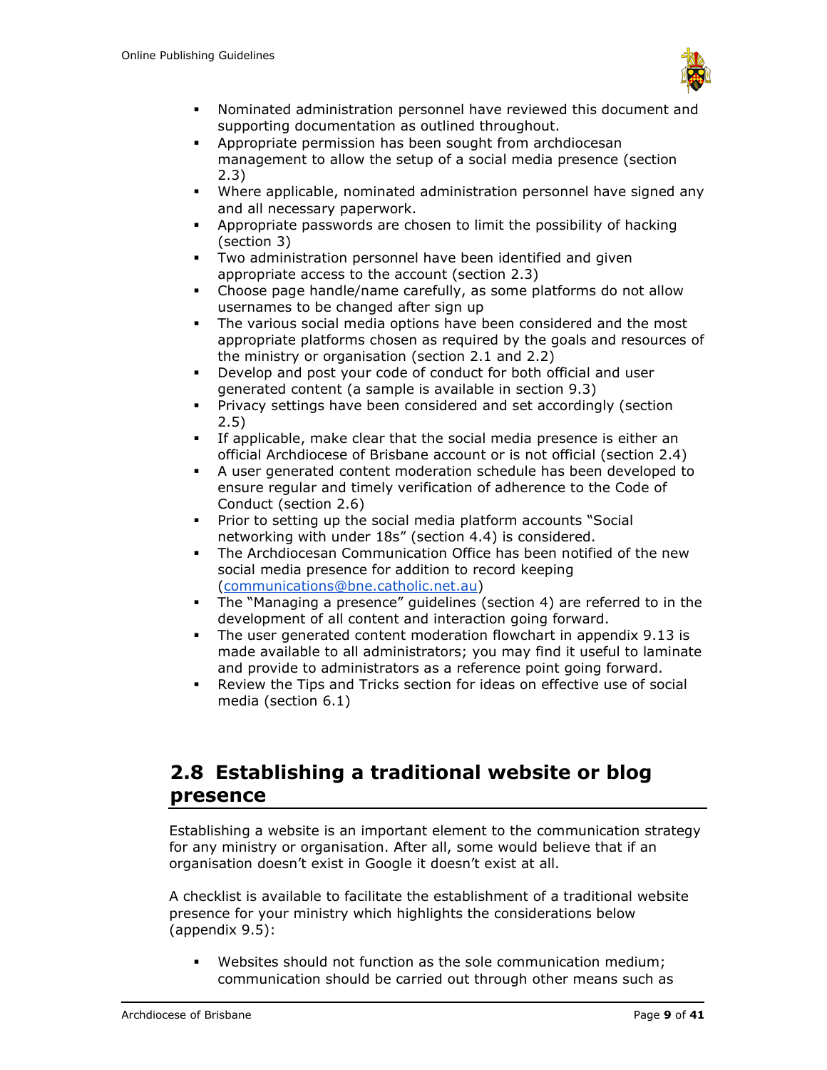- Nominated administration personnel have reviewed this document and supporting documentation as outlined throughout.
- Appropriate permission has been sought from archdiocesan management to allow the setup of a social media presence (section 2.3)
- Where applicable, nominated administration personnel have signed any and all necessary paperwork.
- Appropriate passwords are chosen to limit the possibility of hacking (section 3)
- Two administration personnel have been identified and given appropriate access to the account (section 2.3)
- Choose page handle/name carefully, as some platforms do not allow usernames to be changed after sign up
- The various social media options have been considered and the most appropriate platforms chosen as required by the goals and resources of the ministry or organisation (section 2.1 and 2.2)
- Develop and post your code of conduct for both official and user generated content (a sample is available in section 9.3)
- Privacy settings have been considered and set accordingly (section 2.5)
- If applicable, make clear that the social media presence is either an official Archdiocese of Brisbane account or is not official (section 2.4)
- A user generated content moderation schedule has been developed to ensure regular and timely verification of adherence to the Code of Conduct (section 2.6)
- Prior to setting up the social media platform accounts "Social networking with under 18s" (section 4.4) is considered.
- The Archdiocesan Communication Office has been notified of the new social media presence for addition to record keeping ([communications@bne.catholic.net.au](mailto:communications@bne.catholic.net.au))
- The "Managing a presence" guidelines (section 4) are referred to in the development of all content and interaction going forward.
- The user generated content moderation flowchart in appendix 9.13 is made available to all administrators; you may find it useful to laminate and provide to administrators as a reference point going forward.
- Review the Tips and Tricks section for ideas on effective use of social media (section 6.1)

## 2.8 Establishing a traditional website or blog presence

Establishing a website is an important element to the communication strategy for any ministry or organisation. After all, some would believe that if an organisation doesn't exist in Google it doesn't exist at all.

A checklist is available to facilitate the establishment of a traditional website presence for your ministry which highlights the considerations below (appendix 9.5):

- Websites should not function as the sole communication medium; communication should be carried out through other means such as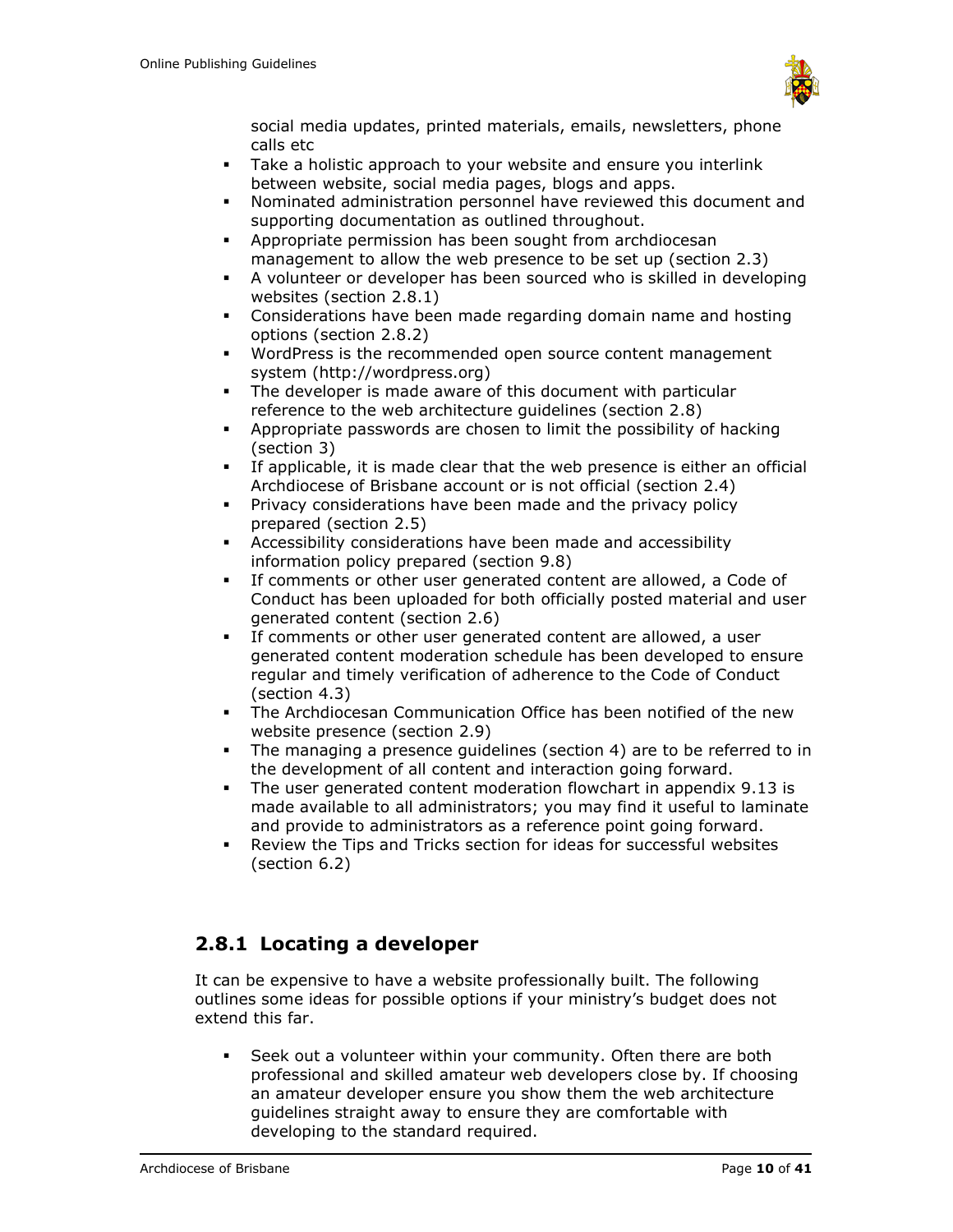social media updates, printed materials, emails, newsletters, phone calls etc

- Take a holistic approach to your website and ensure you interlink between website, social media pages, blogs and apps.
- Nominated administration personnel have reviewed this document and supporting documentation as outlined throughout.
- Appropriate permission has been sought from archdiocesan management to allow the web presence to be set up (section 2.3)
- A volunteer or developer has been sourced who is skilled in developing websites (section 2.8.1)
- Considerations have been made regarding domain name and hosting options (section 2.8.2)
- WordPress is the recommended open source content management system (http://wordpress.org)
- The developer is made aware of this document with particular reference to the web architecture guidelines (section 2.8)
- Appropriate passwords are chosen to limit the possibility of hacking (section 3)
- If applicable, it is made clear that the web presence is either an official Archdiocese of Brisbane account or is not official (section 2.4)
- Privacy considerations have been made and the privacy policy prepared (section 2.5)
- Accessibility considerations have been made and accessibility information policy prepared (section 9.8)
- If comments or other user generated content are allowed, a Code of Conduct has been uploaded for both officially posted material and user generated content (section 2.6)
- If comments or other user generated content are allowed, a user generated content moderation schedule has been developed to ensure regular and timely verification of adherence to the Code of Conduct (section 4.3)
- The Archdiocesan Communication Office has been notified of the new website presence (section 2.9)
- The managing a presence guidelines (section 4) are to be referred to in the development of all content and interaction going forward.
- The user generated content moderation flowchart in appendix 9.13 is made available to all administrators; you may find it useful to laminate and provide to administrators as a reference point going forward.
- Review the Tips and Tricks section for ideas for successful websites (section 6.2)

### 2.8.1 Locating a developer

It can be expensive to have a website professionally built. The following outlines some ideas for possible options if your ministry's budget does not extend this far.

- Seek out a volunteer within your community. Often there are both professional and skilled amateur web developers close by. If choosing an amateur developer ensure you show them the web architecture guidelines straight away to ensure they are comfortable with developing to the standard required.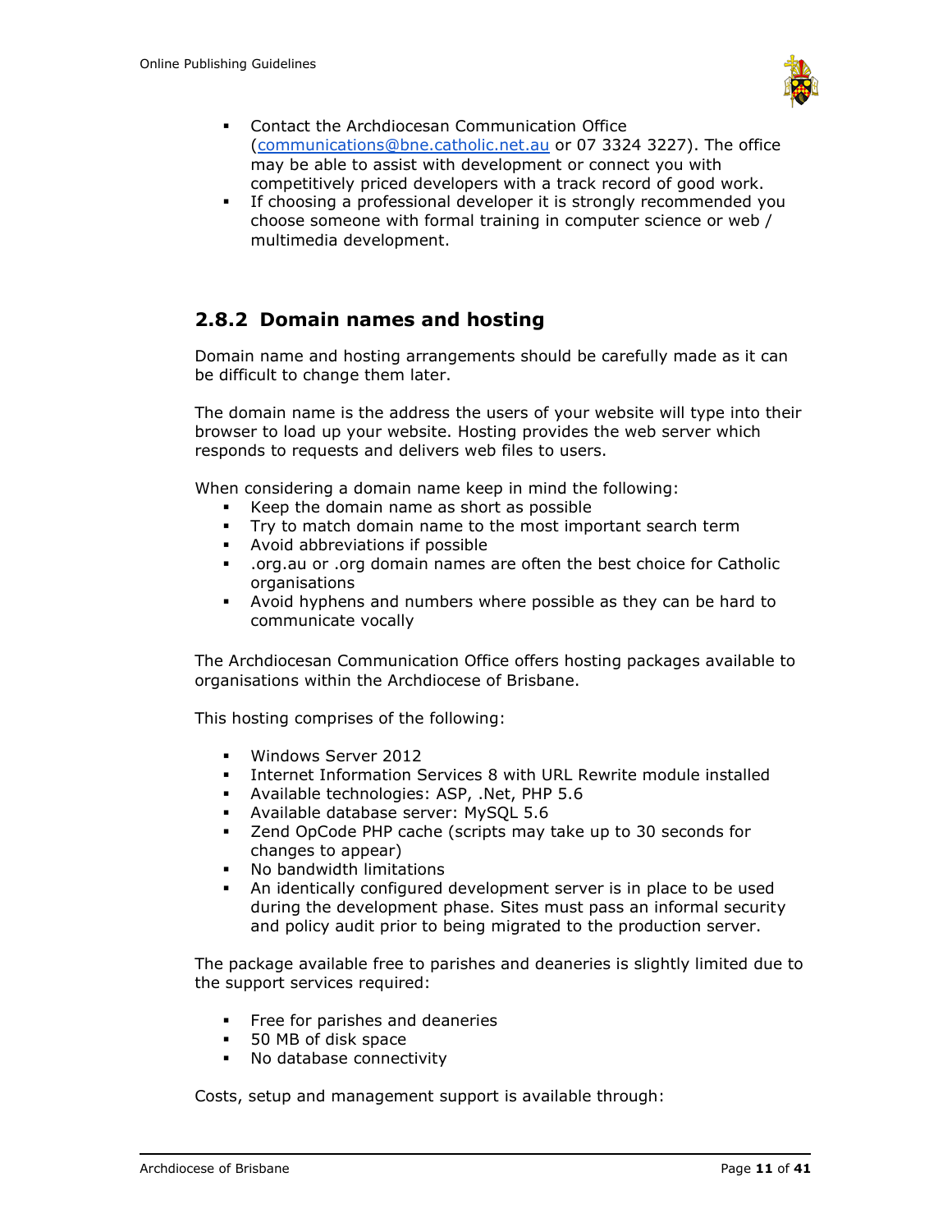- Contact the Archdiocesan Communication Office (communications@bne.catholic.net.au or 07 3324 3227). The office may be able to assist with development or connect you with competitively priced developers with a track record of good work.
- If choosing a professional developer it is strongly recommended you choose someone with formal training in computer science or web / multimedia development.

### 2.8.2 Domain names and hosting

Domain name and hosting arrangements should be carefully made as it can be difficult to change them later.

The domain name is the address the users of your website will type into their browser to load up your website. Hosting provides the web server which responds to requests and delivers web files to users.

When considering a domain name keep in mind the following:

- Keep the domain name as short as possible
- Try to match domain name to the most important search term
- Avoid abbreviations if possible
- .org.au or .org domain names are often the best choice for Catholic organisations
- Avoid hyphens and numbers where possible as they can be hard to communicate vocally

The Archdiocesan Communication Office offers hosting packages available to organisations within the Archdiocese of Brisbane.

This hosting comprises of the following:

- Windows Server 2012
- Internet Information Services 8 with URL Rewrite module installed
- Available technologies: ASP, .Net, PHP 5.6
- Available database server: MySQL 5.6
- Zend OpCode PHP cache (scripts may take up to 30 seconds for changes to appear)
- No bandwidth limitations
- An identically configured development server is in place to be used during the development phase. Sites must pass an informal security and policy audit prior to being migrated to the production server.

The package available free to parishes and deaneries is slightly limited due to the support services required:

- Free for parishes and deaneries
- 50 MB of disk space
- No database connectivity

Costs, setup and management support is available through: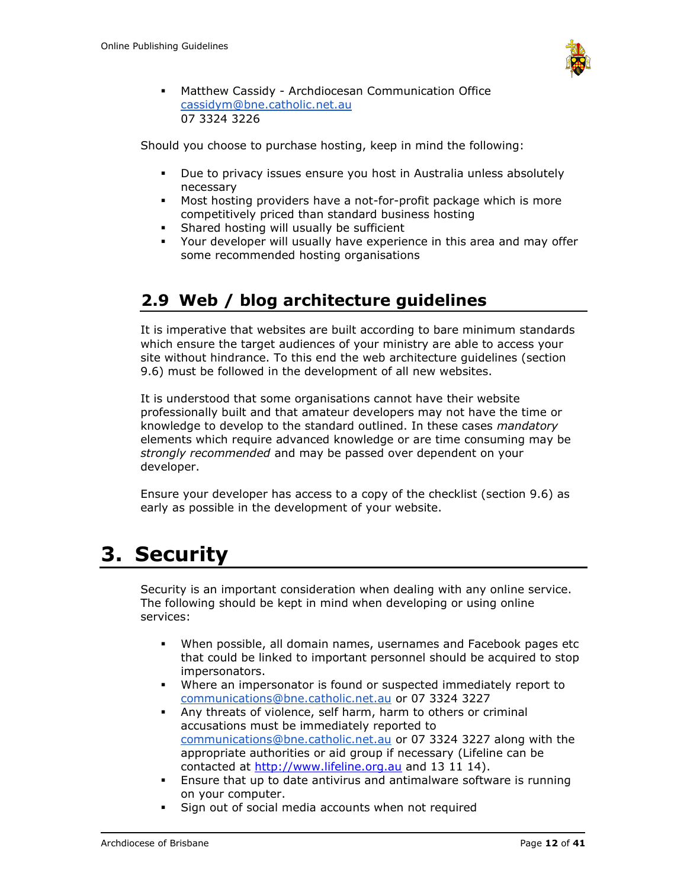- Matthew Cassidy - Archdiocesan Communication Office
  [cassidym@bne.catholic.net.au](mailto:cassidym@bne.catholic.net.au)
  07 3324 3226

Should you choose to purchase hosting, keep in mind the following:

- Due to privacy issues ensure you host in Australia unless absolutely necessary
- Most hosting providers have a not-for-profit package which is more competitively priced than standard business hosting
- Shared hosting will usually be sufficient
- Your developer will usually have experience in this area and may offer some recommended hosting organisations

## 2.9 Web / blog architecture guidelines

It is imperative that websites are built according to bare minimum standards which ensure the target audiences of your ministry are able to access your site without hindrance. To this end the web architecture guidelines (section 9.6) must be followed in the development of all new websites.

It is understood that some organisations cannot have their website professionally built and that amateur developers may not have the time or knowledge to develop to the standard outlined. In these cases *mandatory* elements which require advanced knowledge or are time consuming may be *strongly recommended* and may be passed over dependent on your developer.

Ensure your developer has access to a copy of the checklist (section 9.6) as early as possible in the development of your website.

# 3. Security

Security is an important consideration when dealing with any online service. The following should be kept in mind when developing or using online services:

- When possible, all domain names, usernames and Facebook pages etc that could be linked to important personnel should be acquired to stop impersonators.
- Where an impersonator is found or suspected immediately report to [communications@bne.catholic.net.au](mailto:communications@bne.catholic.net.au) or 07 3324 3227
- Any threats of violence, self harm, harm to others or criminal accusations must be immediately reported to [communications@bne.catholic.net.au](mailto:communications@bne.catholic.net.au) or 07 3324 3227 along with the appropriate authorities or aid group if necessary (Lifeline can be contacted at [http://www.lifeline.org.au](http://www.lifeline.org.au) and 13 11 14).
- Ensure that up to date antivirus and antimalware software is running on your computer.
- Sign out of social media accounts when not required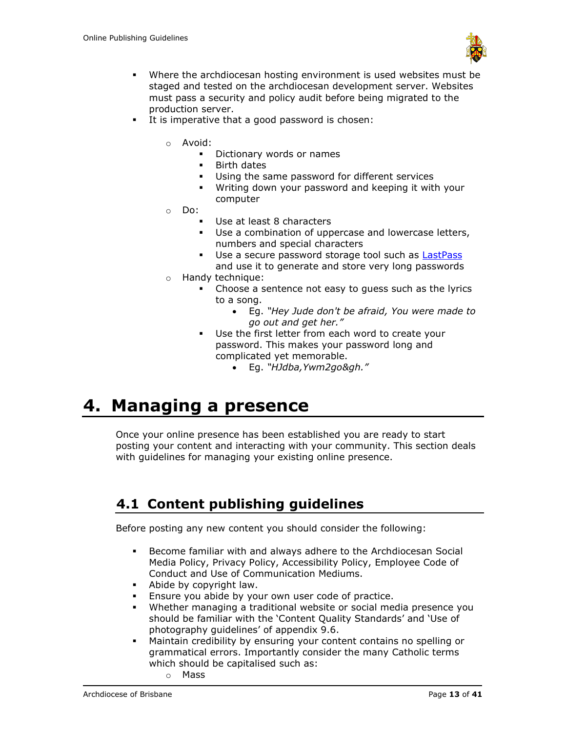- Where the archdiocesan hosting environment is used websites must be staged and tested on the archdiocesan development server. Websites must pass a security and policy audit before being migrated to the production server.
- It is imperative that a good password is chosen:
    - Avoid:
        - Dictionary words or names
        - Birth dates
        - Using the same password for different services
        - Writing down your password and keeping it with your computer
    - Do:
        - Use at least 8 characters
        - Use a combination of uppercase and lowercase letters, numbers and special characters
        - Use a secure password storage tool such as [LastPass](https://lastpass.com) and use it to generate and store very long passwords
    - Handy technique:
        - Choose a sentence not easy to guess such as the lyrics to a song.
            - Eg. *"Hey Jude don't be afraid, You were made to go out and get her."*
        - Use the first letter from each word to create your password. This makes your password long and complicated yet memorable.
            - Eg. *"HJdba,Ywm2go&gh."*

# 4. Managing a presence

Once your online presence has been established you are ready to start posting your content and interacting with your community. This section deals with guidelines for managing your existing online presence.

## 4.1 Content publishing guidelines

Before posting any new content you should consider the following:

- Become familiar with and always adhere to the Archdiocesan Social Media Policy, Privacy Policy, Accessibility Policy, Employee Code of Conduct and Use of Communication Mediums.
- Abide by copyright law.
- Ensure you abide by your own user code of practice.
- Whether managing a traditional website or social media presence you should be familiar with the 'Content Quality Standards' and 'Use of photography guidelines' of appendix 9.6.
- Maintain credibility by ensuring your content contains no spelling or grammatical errors. Importantly consider the many Catholic terms which should be capitalised such as:
    - Mass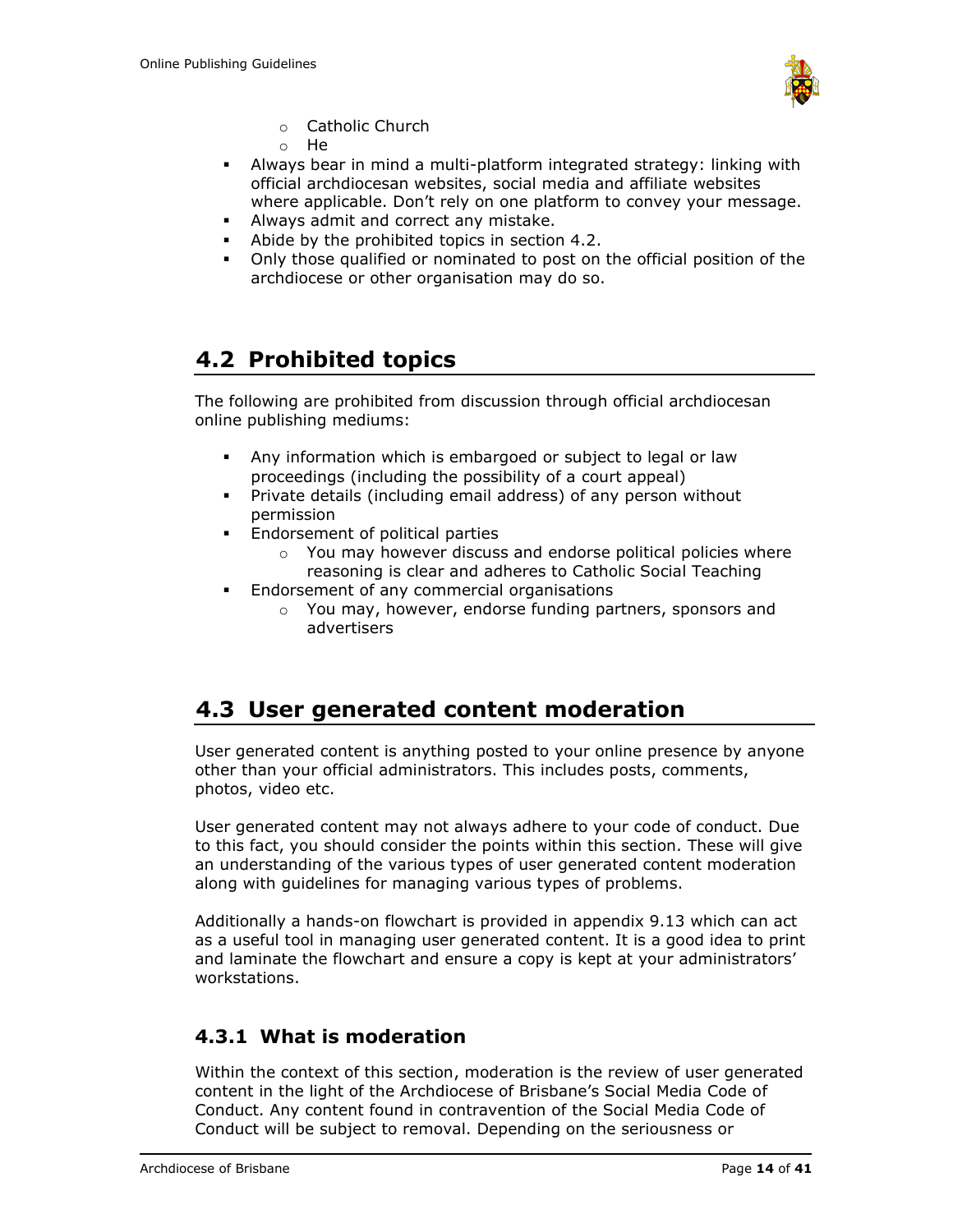- Catholic Church
  - He
- Always bear in mind a multi-platform integrated strategy: linking with official archdiocesan websites, social media and affiliate websites where applicable. Don't rely on one platform to convey your message.
- Always admit and correct any mistake.
- Abide by the prohibited topics in section 4.2.
- Only those qualified or nominated to post on the official position of the archdiocese or other organisation may do so.

## 4.2 Prohibited topics

The following are prohibited from discussion through official archdiocesan online publishing mediums:

- Any information which is embargoed or subject to legal or law proceedings (including the possibility of a court appeal)
- Private details (including email address) of any person without permission
- Endorsement of political parties
  - You may however discuss and endorse political policies where reasoning is clear and adheres to Catholic Social Teaching
- Endorsement of any commercial organisations
  - You may, however, endorse funding partners, sponsors and advertisers

## 4.3 User generated content moderation

User generated content is anything posted to your online presence by anyone other than your official administrators. This includes posts, comments, photos, video etc.

User generated content may not always adhere to your code of conduct. Due to this fact, you should consider the points within this section. These will give an understanding of the various types of user generated content moderation along with guidelines for managing various types of problems.

Additionally a hands-on flowchart is provided in appendix 9.13 which can act as a useful tool in managing user generated content. It is a good idea to print and laminate the flowchart and ensure a copy is kept at your administrators' workstations.

### 4.3.1 What is moderation

Within the context of this section, moderation is the review of user generated content in the light of the Archdiocese of Brisbane's Social Media Code of Conduct. Any content found in contravention of the Social Media Code of Conduct will be subject to removal. Depending on the seriousness or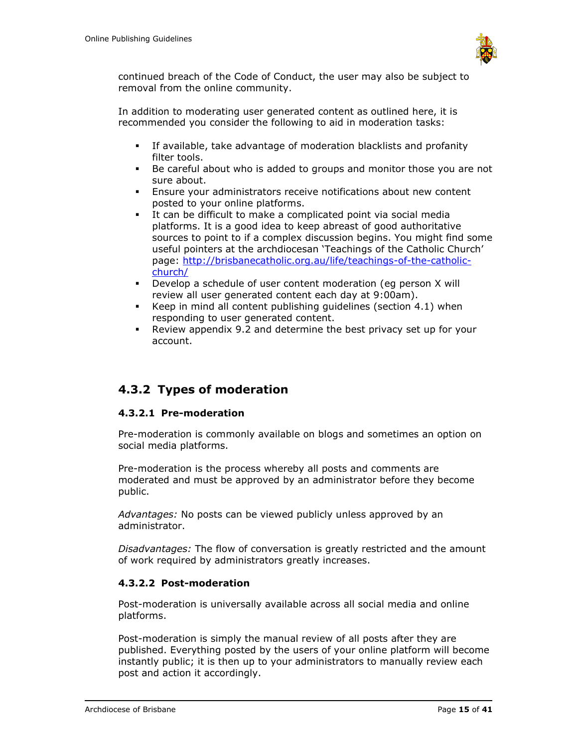continued breach of the Code of Conduct, the user may also be subject to removal from the online community.

In addition to moderating user generated content as outlined here, it is recommended you consider the following to aid in moderation tasks:

- If available, take advantage of moderation blacklists and profanity filter tools.
- Be careful about who is added to groups and monitor those you are not sure about.
- Ensure your administrators receive notifications about new content posted to your online platforms.
- It can be difficult to make a complicated point via social media platforms. It is a good idea to keep abreast of good authoritative sources to point to if a complex discussion begins. You might find some useful pointers at the archdiocesan 'Teachings of the Catholic Church' page: [http://brisbanecatholic.org.au/life/teachings-of-the-catholic-church/](http://brisbanecatholic.org.au/life/teachings-of-the-catholic-church/)
- Develop a schedule of user content moderation (eg person X will review all user generated content each day at 9:00am).
- Keep in mind all content publishing guidelines (section 4.1) when responding to user generated content.
- Review appendix 9.2 and determine the best privacy set up for your account.

## 4.3.2 Types of moderation

### 4.3.2.1 Pre-moderation

Pre-moderation is commonly available on blogs and sometimes an option on social media platforms.

Pre-moderation is the process whereby all posts and comments are moderated and must be approved by an administrator before they become public.

*Advantages:* No posts can be viewed publicly unless approved by an administrator.

*Disadvantages:* The flow of conversation is greatly restricted and the amount of work required by administrators greatly increases.

### 4.3.2.2 Post-moderation

Post-moderation is universally available across all social media and online platforms.

Post-moderation is simply the manual review of all posts after they are published. Everything posted by the users of your online platform will become instantly public; it is then up to your administrators to manually review each post and action it accordingly.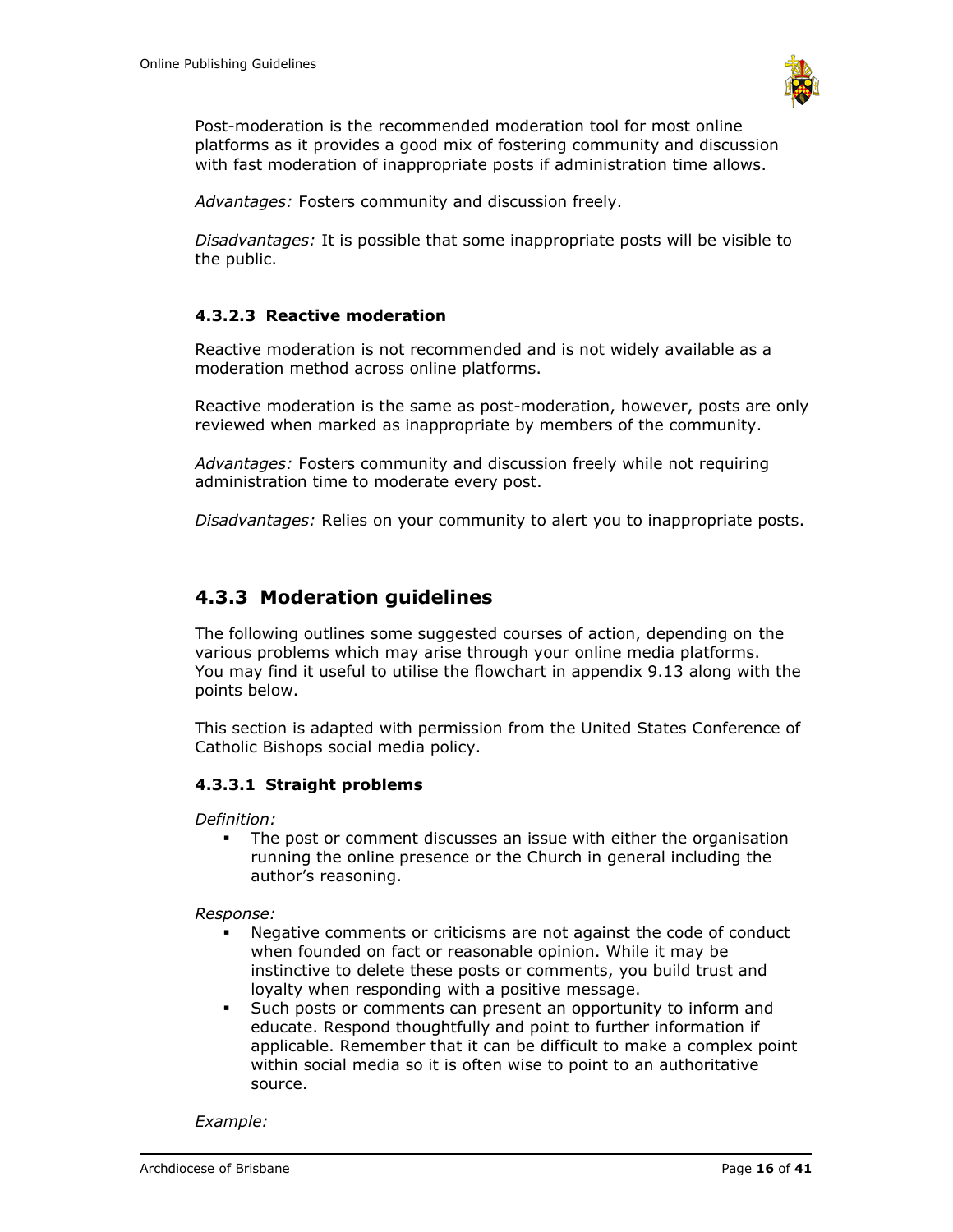Post-moderation is the recommended moderation tool for most online platforms as it provides a good mix of fostering community and discussion with fast moderation of inappropriate posts if administration time allows.

*Advantages:* Fosters community and discussion freely.

*Disadvantages:* It is possible that some inappropriate posts will be visible to the public.

#### 4.3.2.3 Reactive moderation

Reactive moderation is not recommended and is not widely available as a moderation method across online platforms.

Reactive moderation is the same as post-moderation, however, posts are only reviewed when marked as inappropriate by members of the community.

*Advantages:* Fosters community and discussion freely while not requiring administration time to moderate every post.

*Disadvantages:* Relies on your community to alert you to inappropriate posts.

### 4.3.3 Moderation guidelines

The following outlines some suggested courses of action, depending on the various problems which may arise through your online media platforms. You may find it useful to utilise the flowchart in appendix 9.13 along with the points below.

This section is adapted with permission from the United States Conference of Catholic Bishops social media policy.

#### 4.3.3.1 Straight problems

*Definition:*

- The post or comment discusses an issue with either the organisation running the online presence or the Church in general including the author's reasoning.

*Response:*

- Negative comments or criticisms are not against the code of conduct when founded on fact or reasonable opinion. While it may be instinctive to delete these posts or comments, you build trust and loyalty when responding with a positive message.
- Such posts or comments can present an opportunity to inform and educate. Respond thoughtfully and point to further information if applicable. Remember that it can be difficult to make a complex point within social media so it is often wise to point to an authoritative source.

*Example:*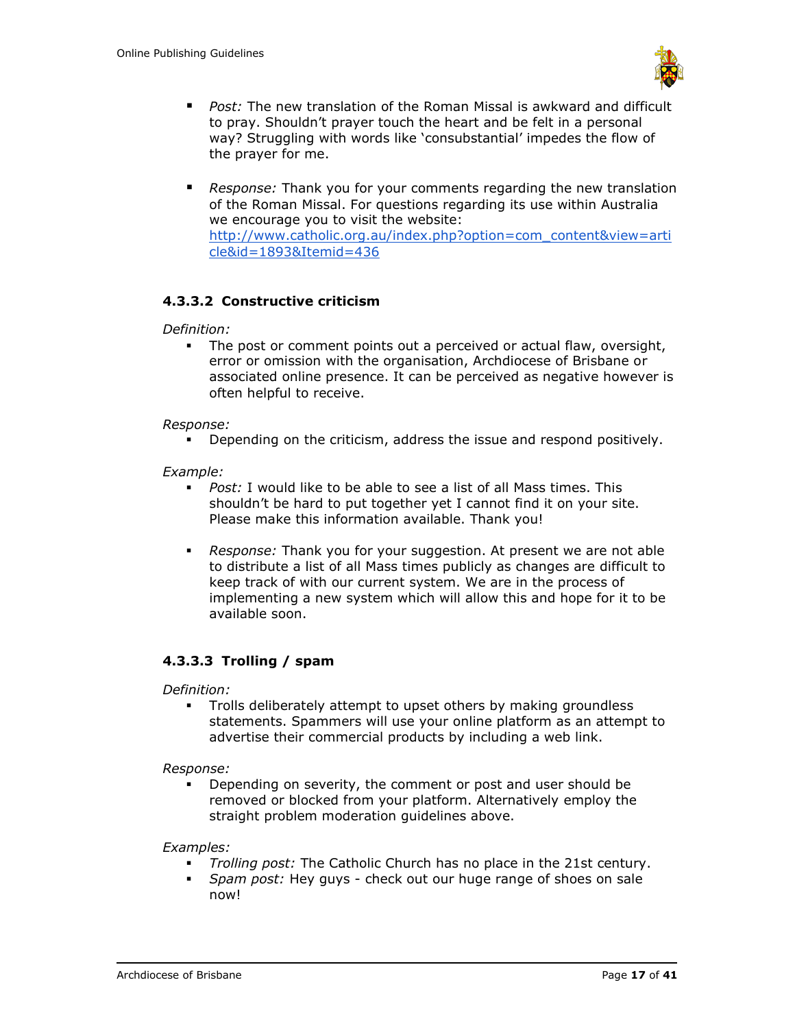- *Post:* The new translation of the Roman Missal is awkward and difficult to pray. Shouldn't prayer touch the heart and be felt in a personal way? Struggling with words like 'consubstantial' impedes the flow of the prayer for me.

- *Response:* Thank you for your comments regarding the new translation of the Roman Missal. For questions regarding its use within Australia we encourage you to visit the website: [http://www.catholic.org.au/index.php?option=com_content&view=article&id=1893&Itemid=436](http://www.catholic.org.au/index.php?option=com_content&view=article&id=1893&Itemid=436)

#### 4.3.3.2 Constructive criticism

*Definition:*

- The post or comment points out a perceived or actual flaw, oversight, error or omission with the organisation, Archdiocese of Brisbane or associated online presence. It can be perceived as negative however is often helpful to receive.

*Response:*

- Depending on the criticism, address the issue and respond positively.

*Example:*

- *Post:* I would like to be able to see a list of all Mass times. This shouldn't be hard to put together yet I cannot find it on your site. Please make this information available. Thank you!

- *Response:* Thank you for your suggestion. At present we are not able to distribute a list of all Mass times publicly as changes are difficult to keep track of with our current system. We are in the process of implementing a new system which will allow this and hope for it to be available soon.

#### 4.3.3.3 Trolling / spam

*Definition:*

- Trolls deliberately attempt to upset others by making groundless statements. Spammers will use your online platform as an attempt to advertise their commercial products by including a web link.

*Response:*

- Depending on severity, the comment or post and user should be removed or blocked from your platform. Alternatively employ the straight problem moderation guidelines above.

*Examples:*

- *Trolling post:* The Catholic Church has no place in the 21st century.
- *Spam post:* Hey guys - check out our huge range of shoes on sale now!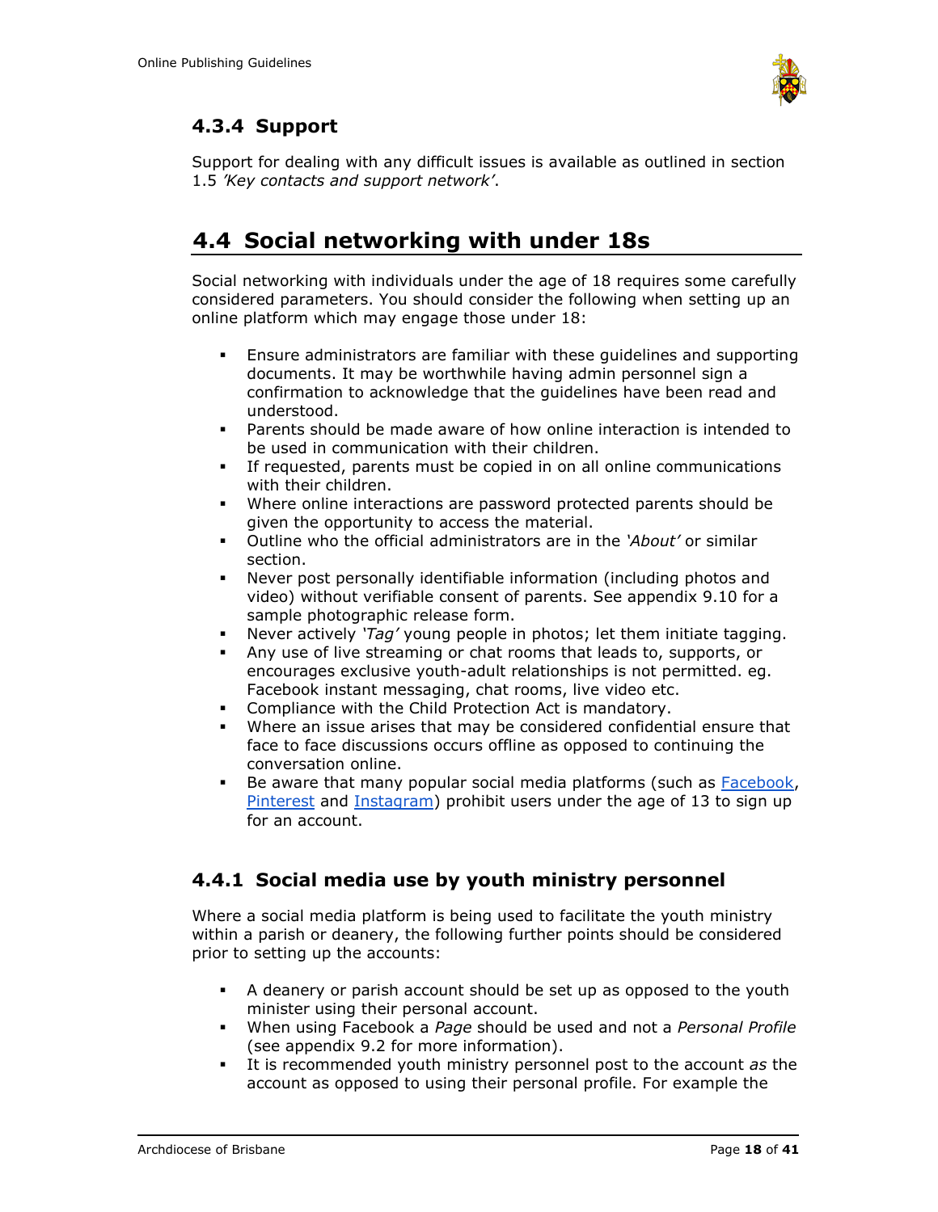### 4.3.4 Support

Support for dealing with any difficult issues is available as outlined in section 1.5 *'Key contacts and support network'*.

## 4.4 Social networking with under 18s

Social networking with individuals under the age of 18 requires some carefully considered parameters. You should consider the following when setting up an online platform which may engage those under 18:

- Ensure administrators are familiar with these guidelines and supporting documents. It may be worthwhile having admin personnel sign a confirmation to acknowledge that the guidelines have been read and understood.
- Parents should be made aware of how online interaction is intended to be used in communication with their children.
- If requested, parents must be copied in on all online communications with their children.
- Where online interactions are password protected parents should be given the opportunity to access the material.
- Outline who the official administrators are in the *'About'* or similar section.
- Never post personally identifiable information (including photos and video) without verifiable consent of parents. See appendix 9.10 for a sample photographic release form.
- Never actively *'Tag'* young people in photos; let them initiate tagging.
- Any use of live streaming or chat rooms that leads to, supports, or encourages exclusive youth-adult relationships is not permitted. eg. Facebook instant messaging, chat rooms, live video etc.
- Compliance with the Child Protection Act is mandatory.
- Where an issue arises that may be considered confidential ensure that face to face discussions occurs offline as opposed to continuing the conversation online.
- Be aware that many popular social media platforms (such as [Facebook](), [Pinterest]() and [Instagram]()) prohibit users under the age of 13 to sign up for an account.

### 4.4.1 Social media use by youth ministry personnel

Where a social media platform is being used to facilitate the youth ministry within a parish or deanery, the following further points should be considered prior to setting up the accounts:

- A deanery or parish account should be set up as opposed to the youth minister using their personal account.
- When using Facebook a *Page* should be used and not a *Personal Profile* (see appendix 9.2 for more information).
- It is recommended youth ministry personnel post to the account *as* the account as opposed to using their personal profile. For example the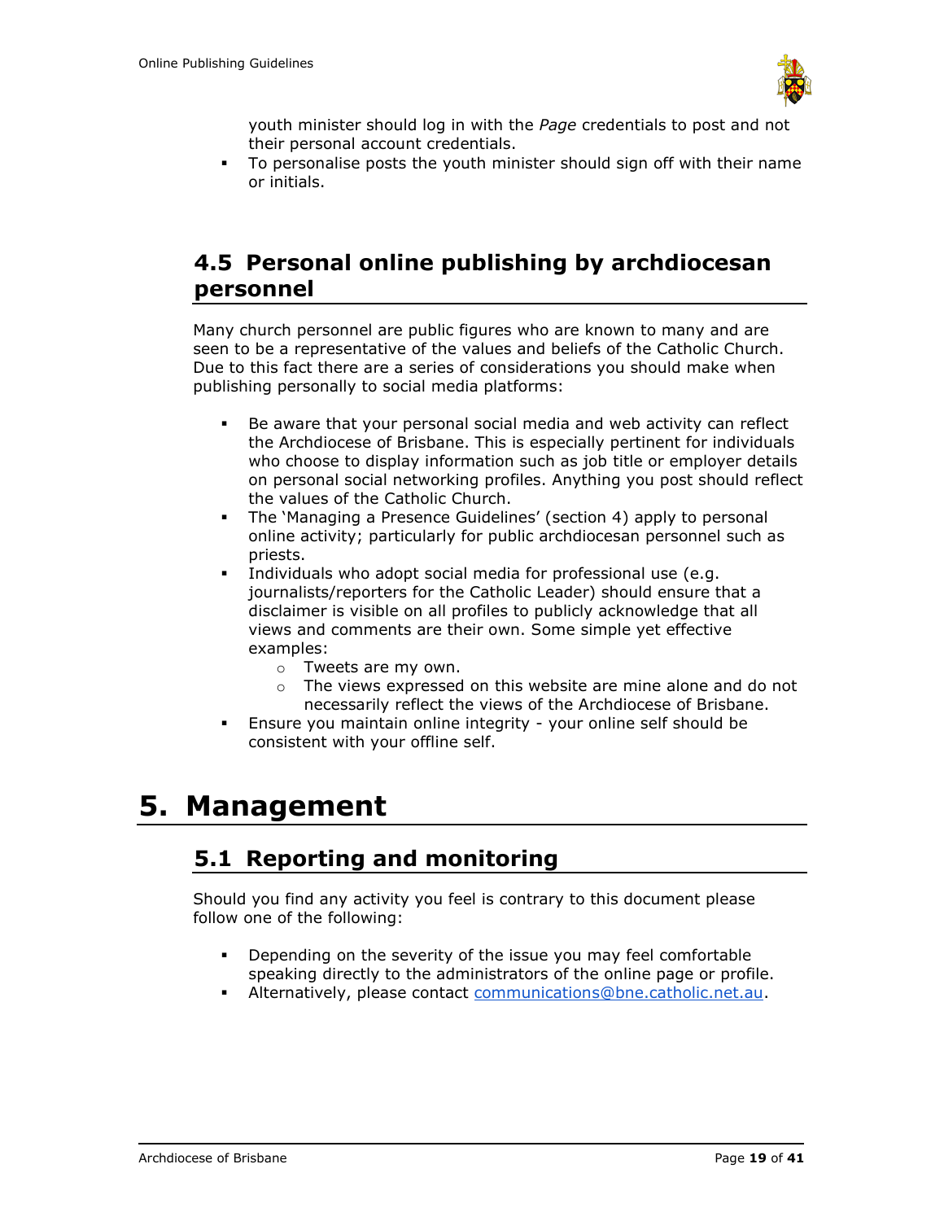youth minister should log in with the *Page* credentials to post and not their personal account credentials.
- To personalise posts the youth minister should sign off with their name or initials.

## 4.5 Personal online publishing by archdiocesan personnel

Many church personnel are public figures who are known to many and are seen to be a representative of the values and beliefs of the Catholic Church. Due to this fact there are a series of considerations you should make when publishing personally to social media platforms:

- Be aware that your personal social media and web activity can reflect the Archdiocese of Brisbane. This is especially pertinent for individuals who choose to display information such as job title or employer details on personal social networking profiles. Anything you post should reflect the values of the Catholic Church.
- The 'Managing a Presence Guidelines' (section 4) apply to personal online activity; particularly for public archdiocesan personnel such as priests.
- Individuals who adopt social media for professional use (e.g. journalists/reporters for the Catholic Leader) should ensure that a disclaimer is visible on all profiles to publicly acknowledge that all views and comments are their own. Some simple yet effective examples:
    - Tweets are my own.
    - The views expressed on this website are mine alone and do not necessarily reflect the views of the Archdiocese of Brisbane.
- Ensure you maintain online integrity - your online self should be consistent with your offline self.

# 5. Management

## 5.1 Reporting and monitoring

Should you find any activity you feel is contrary to this document please follow one of the following:

- Depending on the severity of the issue you may feel comfortable speaking directly to the administrators of the online page or profile.
- Alternatively, please contact communications@bne.catholic.net.au.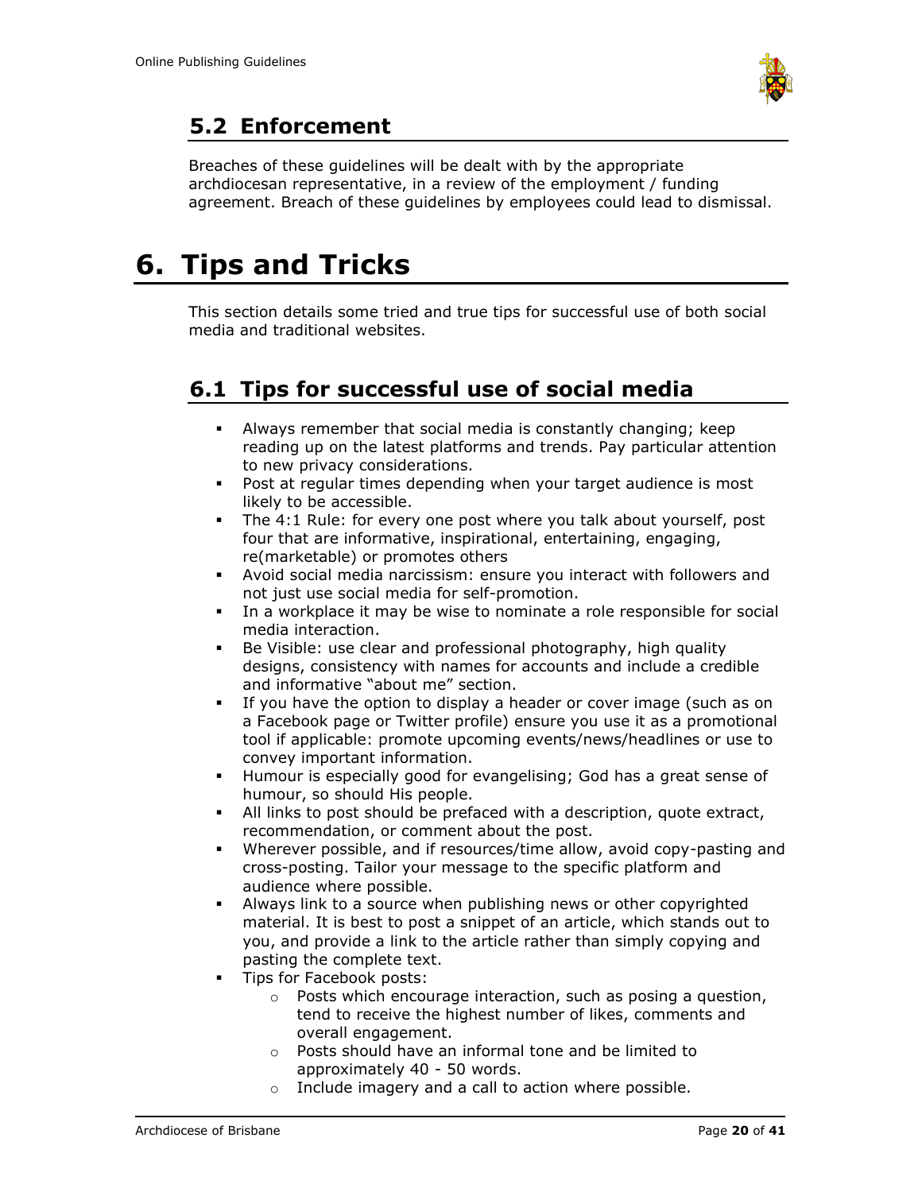## 5.2 Enforcement

Breaches of these guidelines will be dealt with by the appropriate archdiocesan representative, in a review of the employment / funding agreement. Breach of these guidelines by employees could lead to dismissal.

# 6. Tips and Tricks

This section details some tried and true tips for successful use of both social media and traditional websites.

## 6.1 Tips for successful use of social media

- Always remember that social media is constantly changing; keep reading up on the latest platforms and trends. Pay particular attention to new privacy considerations.
- Post at regular times depending when your target audience is most likely to be accessible.
- The 4:1 Rule: for every one post where you talk about yourself, post four that are informative, inspirational, entertaining, engaging, re(marketable) or promotes others
- Avoid social media narcissism: ensure you interact with followers and not just use social media for self-promotion.
- In a workplace it may be wise to nominate a role responsible for social media interaction.
- Be Visible: use clear and professional photography, high quality designs, consistency with names for accounts and include a credible and informative "about me" section.
- If you have the option to display a header or cover image (such as on a Facebook page or Twitter profile) ensure you use it as a promotional tool if applicable: promote upcoming events/news/headlines or use to convey important information.
- Humour is especially good for evangelising; God has a great sense of humour, so should His people.
- All links to post should be prefaced with a description, quote extract, recommendation, or comment about the post.
- Wherever possible, and if resources/time allow, avoid copy-pasting and cross-posting. Tailor your message to the specific platform and audience where possible.
- Always link to a source when publishing news or other copyrighted material. It is best to post a snippet of an article, which stands out to you, and provide a link to the article rather than simply copying and pasting the complete text.
- Tips for Facebook posts:
  - Posts which encourage interaction, such as posing a question, tend to receive the highest number of likes, comments and overall engagement.
  - Posts should have an informal tone and be limited to approximately 40 - 50 words.
  - Include imagery and a call to action where possible.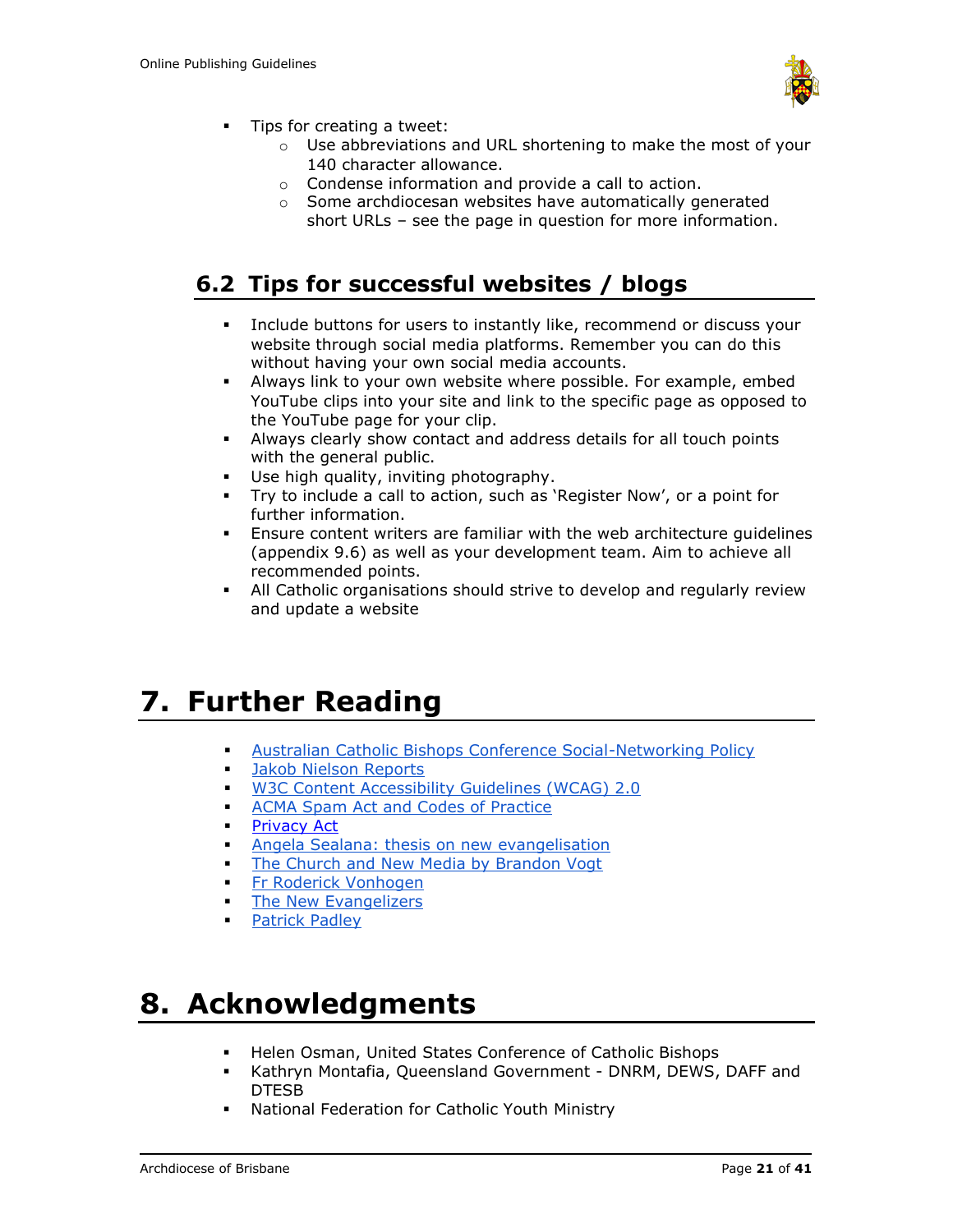- Tips for creating a tweet:
    - Use abbreviations and URL shortening to make the most of your 140 character allowance.
    - Condense information and provide a call to action.
    - Some archdiocesan websites have automatically generated short URLs – see the page in question for more information.

## 6.2 Tips for successful websites / blogs

- Include buttons for users to instantly like, recommend or discuss your website through social media platforms. Remember you can do this without having your own social media accounts.
- Always link to your own website where possible. For example, embed YouTube clips into your site and link to the specific page as opposed to the YouTube page for your clip.
- Always clearly show contact and address details for all touch points with the general public.
- Use high quality, inviting photography.
- Try to include a call to action, such as 'Register Now', or a point for further information.
- Ensure content writers are familiar with the web architecture guidelines (appendix 9.6) as well as your development team. Aim to achieve all recommended points.
- All Catholic organisations should strive to develop and regularly review and update a website

# 7. Further Reading

- Australian Catholic Bishops Conference Social-Networking Policy
- Jakob Nielson Reports
- W3C Content Accessibility Guidelines (WCAG) 2.0
- ACMA Spam Act and Codes of Practice
- Privacy Act
- Angela Sealana: thesis on new evangelisation
- The Church and New Media by Brandon Vogt
- Fr Roderick Vonhogen
- The New Evangelizers
- Patrick Padley

# 8. Acknowledgments

- Helen Osman, United States Conference of Catholic Bishops
- Kathryn Montafia, Queensland Government - DNRM, DEWS, DAFF and DTESB
- National Federation for Catholic Youth Ministry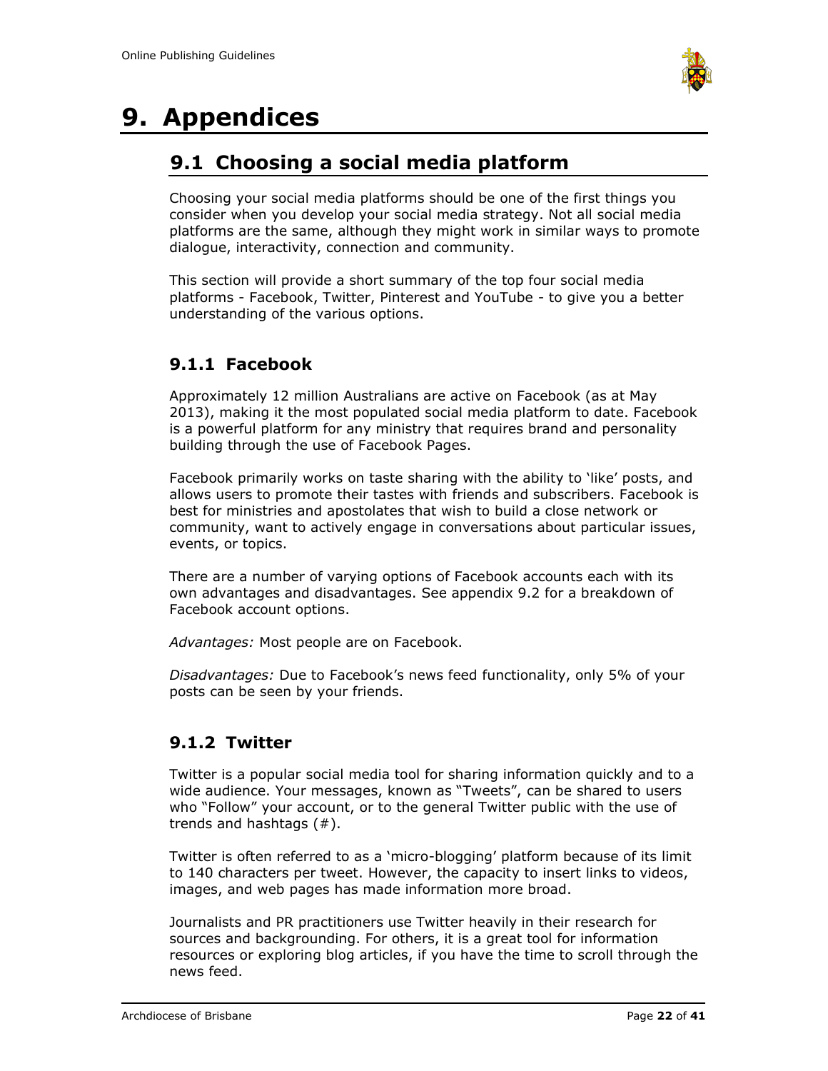# 9. Appendices

## 9.1 Choosing a social media platform

Choosing your social media platforms should be one of the first things you consider when you develop your social media strategy. Not all social media platforms are the same, although they might work in similar ways to promote dialogue, interactivity, connection and community.

This section will provide a short summary of the top four social media platforms - Facebook, Twitter, Pinterest and YouTube - to give you a better understanding of the various options.

### 9.1.1 Facebook

Approximately 12 million Australians are active on Facebook (as at May 2013), making it the most populated social media platform to date. Facebook is a powerful platform for any ministry that requires brand and personality building through the use of Facebook Pages.

Facebook primarily works on taste sharing with the ability to 'like' posts, and allows users to promote their tastes with friends and subscribers. Facebook is best for ministries and apostolates that wish to build a close network or community, want to actively engage in conversations about particular issues, events, or topics.

There are a number of varying options of Facebook accounts each with its own advantages and disadvantages. See appendix 9.2 for a breakdown of Facebook account options.

*Advantages:* Most people are on Facebook.

*Disadvantages:* Due to Facebook's news feed functionality, only 5% of your posts can be seen by your friends.

### 9.1.2 Twitter

Twitter is a popular social media tool for sharing information quickly and to a wide audience. Your messages, known as "Tweets", can be shared to users who "Follow" your account, or to the general Twitter public with the use of trends and hashtags (#).

Twitter is often referred to as a 'micro-blogging' platform because of its limit to 140 characters per tweet. However, the capacity to insert links to videos, images, and web pages has made information more broad.

Journalists and PR practitioners use Twitter heavily in their research for sources and backgrounding. For others, it is a great tool for information resources or exploring blog articles, if you have the time to scroll through the news feed.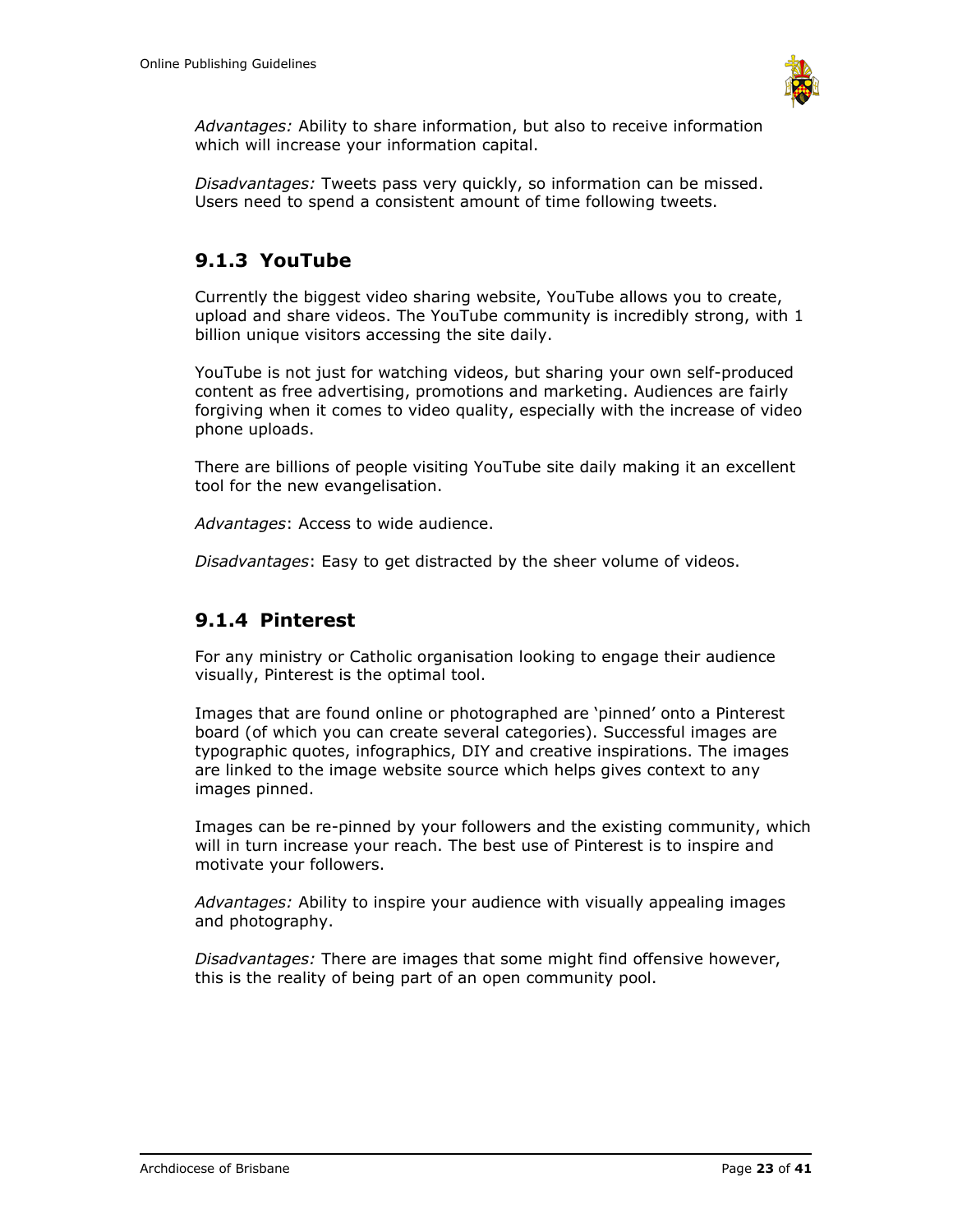*Advantages:* Ability to share information, but also to receive information which will increase your information capital.

*Disadvantages:* Tweets pass very quickly, so information can be missed. Users need to spend a consistent amount of time following tweets.

### 9.1.3 YouTube

Currently the biggest video sharing website, YouTube allows you to create, upload and share videos. The YouTube community is incredibly strong, with 1 billion unique visitors accessing the site daily.

YouTube is not just for watching videos, but sharing your own self-produced content as free advertising, promotions and marketing. Audiences are fairly forgiving when it comes to video quality, especially with the increase of video phone uploads.

There are billions of people visiting YouTube site daily making it an excellent tool for the new evangelisation.

*Advantages*: Access to wide audience.

*Disadvantages*: Easy to get distracted by the sheer volume of videos.

### 9.1.4 Pinterest

For any ministry or Catholic organisation looking to engage their audience visually, Pinterest is the optimal tool.

Images that are found online or photographed are 'pinned' onto a Pinterest board (of which you can create several categories). Successful images are typographic quotes, infographics, DIY and creative inspirations. The images are linked to the image website source which helps gives context to any images pinned.

Images can be re-pinned by your followers and the existing community, which will in turn increase your reach. The best use of Pinterest is to inspire and motivate your followers.

*Advantages:* Ability to inspire your audience with visually appealing images and photography.

*Disadvantages:* There are images that some might find offensive however, this is the reality of being part of an open community pool.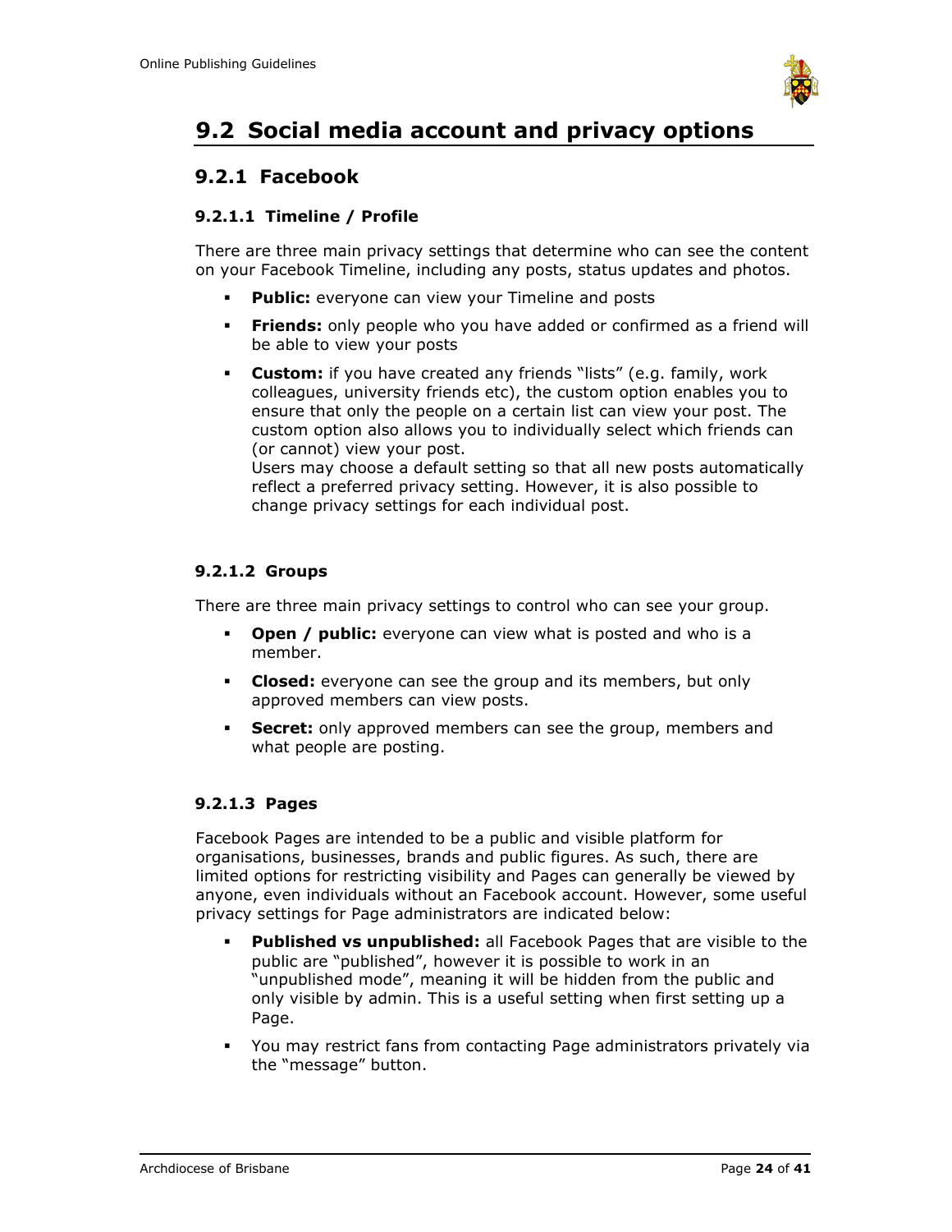# 9.2 Social media account and privacy options

## 9.2.1 Facebook

### 9.2.1.1 Timeline / Profile

There are three main privacy settings that determine who can see the content on your Facebook Timeline, including any posts, status updates and photos.

- **Public:** everyone can view your Timeline and posts
- **Friends:** only people who you have added or confirmed as a friend will be able to view your posts
- **Custom:** if you have created any friends "lists" (e.g. family, work colleagues, university friends etc), the custom option enables you to ensure that only the people on a certain list can view your post. The custom option also allows you to individually select which friends can (or cannot) view your post.
  Users may choose a default setting so that all new posts automatically reflect a preferred privacy setting. However, it is also possible to change privacy settings for each individual post.

### 9.2.1.2 Groups

There are three main privacy settings to control who can see your group.

- **Open / public:** everyone can view what is posted and who is a member.
- **Closed:** everyone can see the group and its members, but only approved members can view posts.
- **Secret:** only approved members can see the group, members and what people are posting.

### 9.2.1.3 Pages

Facebook Pages are intended to be a public and visible platform for organisations, businesses, brands and public figures. As such, there are limited options for restricting visibility and Pages can generally be viewed by anyone, even individuals without an Facebook account. However, some useful privacy settings for Page administrators are indicated below:

- **Published vs unpublished:** all Facebook Pages that are visible to the public are "published", however it is possible to work in an "unpublished mode", meaning it will be hidden from the public and only visible by admin. This is a useful setting when first setting up a Page.
- You may restrict fans from contacting Page administrators privately via the "message" button.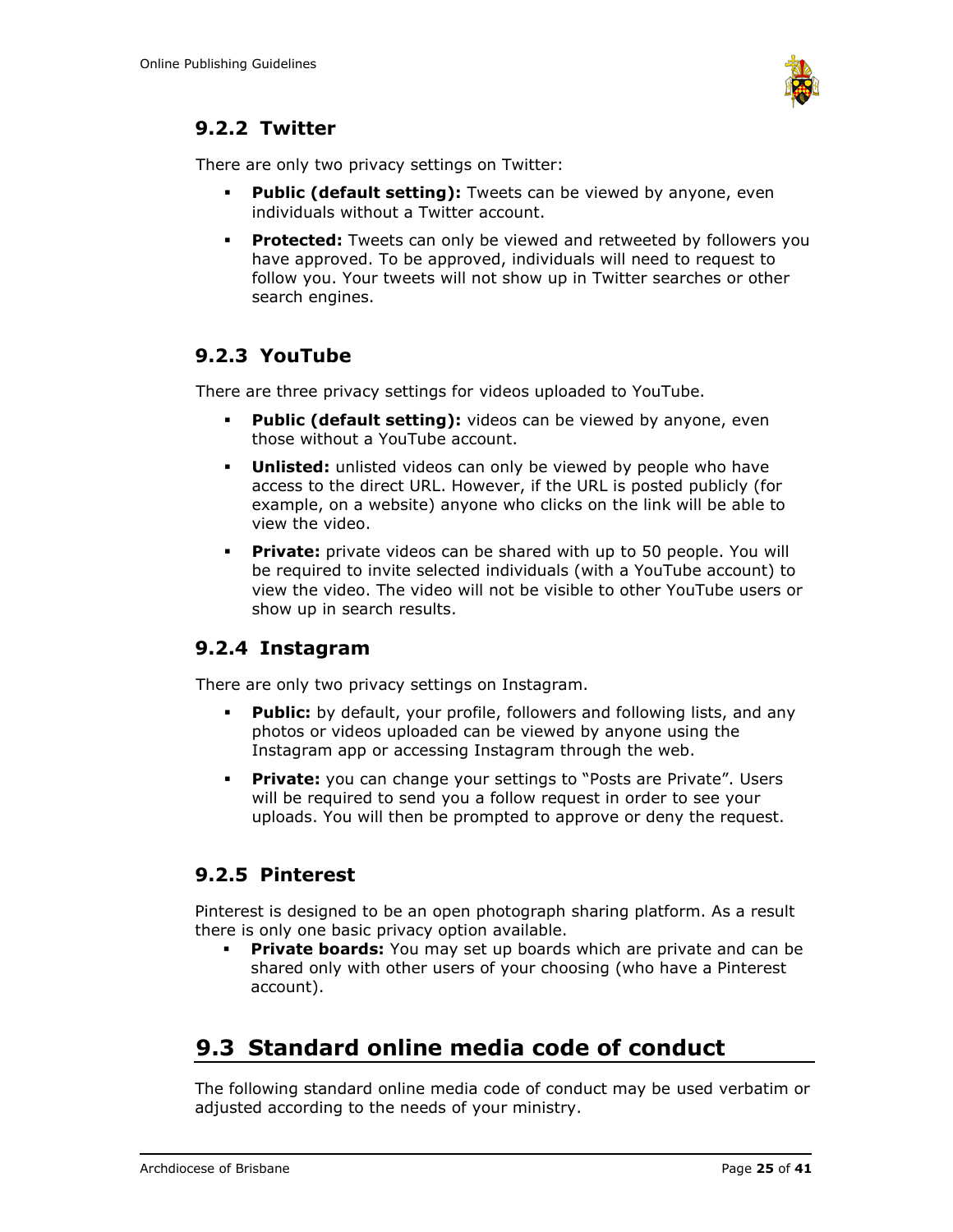### 9.2.2 Twitter

There are only two privacy settings on Twitter:

- **Public (default setting):** Tweets can be viewed by anyone, even individuals without a Twitter account.
- **Protected:** Tweets can only be viewed and retweeted by followers you have approved. To be approved, individuals will need to request to follow you. Your tweets will not show up in Twitter searches or other search engines.

### 9.2.3 YouTube

There are three privacy settings for videos uploaded to YouTube.

- **Public (default setting):** videos can be viewed by anyone, even those without a YouTube account.
- **Unlisted:** unlisted videos can only be viewed by people who have access to the direct URL. However, if the URL is posted publicly (for example, on a website) anyone who clicks on the link will be able to view the video.
- **Private:** private videos can be shared with up to 50 people. You will be required to invite selected individuals (with a YouTube account) to view the video. The video will not be visible to other YouTube users or show up in search results.

### 9.2.4 Instagram

There are only two privacy settings on Instagram.

- **Public:** by default, your profile, followers and following lists, and any photos or videos uploaded can be viewed by anyone using the Instagram app or accessing Instagram through the web.
- **Private:** you can change your settings to "Posts are Private". Users will be required to send you a follow request in order to see your uploads. You will then be prompted to approve or deny the request.

### 9.2.5 Pinterest

Pinterest is designed to be an open photograph sharing platform. As a result there is only one basic privacy option available.

- **Private boards:** You may set up boards which are private and can be shared only with other users of your choosing (who have a Pinterest account).

## 9.3 Standard online media code of conduct

The following standard online media code of conduct may be used verbatim or adjusted according to the needs of your ministry.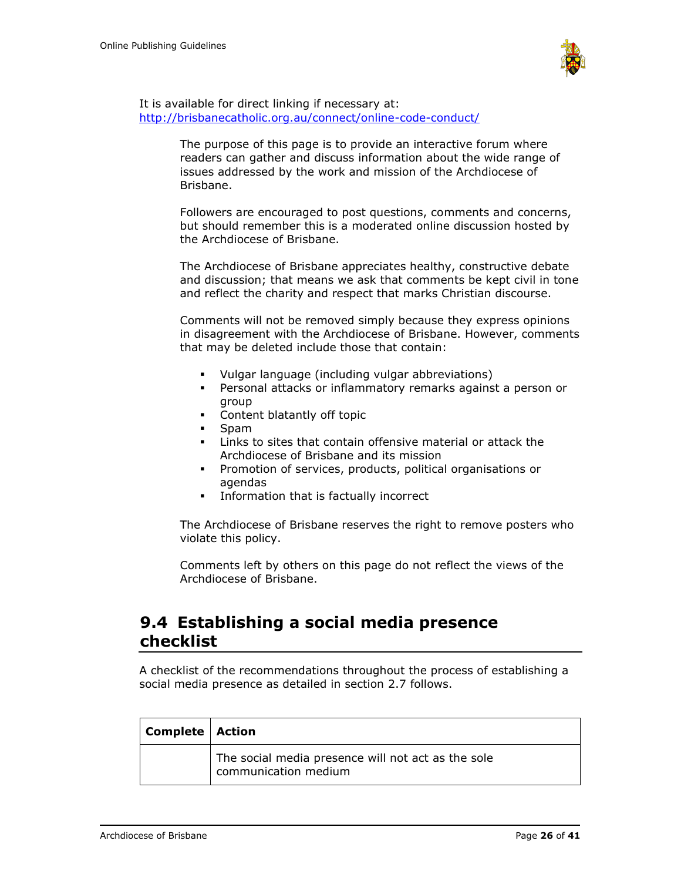It is available for direct linking if necessary at:
http://brisbanecatholic.org.au/connect/online-code-conduct/

> The purpose of this page is to provide an interactive forum where readers can gather and discuss information about the wide range of issues addressed by the work and mission of the Archdiocese of Brisbane.
>
> Followers are encouraged to post questions, comments and concerns, but should remember this is a moderated online discussion hosted by the Archdiocese of Brisbane.
>
> The Archdiocese of Brisbane appreciates healthy, constructive debate and discussion; that means we ask that comments be kept civil in tone and reflect the charity and respect that marks Christian discourse.
>
> Comments will not be removed simply because they express opinions in disagreement with the Archdiocese of Brisbane. However, comments that may be deleted include those that contain:
>
> - Vulgar language (including vulgar abbreviations)
> - Personal attacks or inflammatory remarks against a person or group
> - Content blatantly off topic
> - Spam
> - Links to sites that contain offensive material or attack the Archdiocese of Brisbane and its mission
> - Promotion of services, products, political organisations or agendas
> - Information that is factually incorrect
>
> The Archdiocese of Brisbane reserves the right to remove posters who violate this policy.
>
> Comments left by others on this page do not reflect the views of the Archdiocese of Brisbane.

## 9.4 Establishing a social media presence checklist

A checklist of the recommendations throughout the process of establishing a social media presence as detailed in section 2.7 follows.

| Complete | Action |
| --- | --- |
| | The social media presence will not act as the sole communication medium |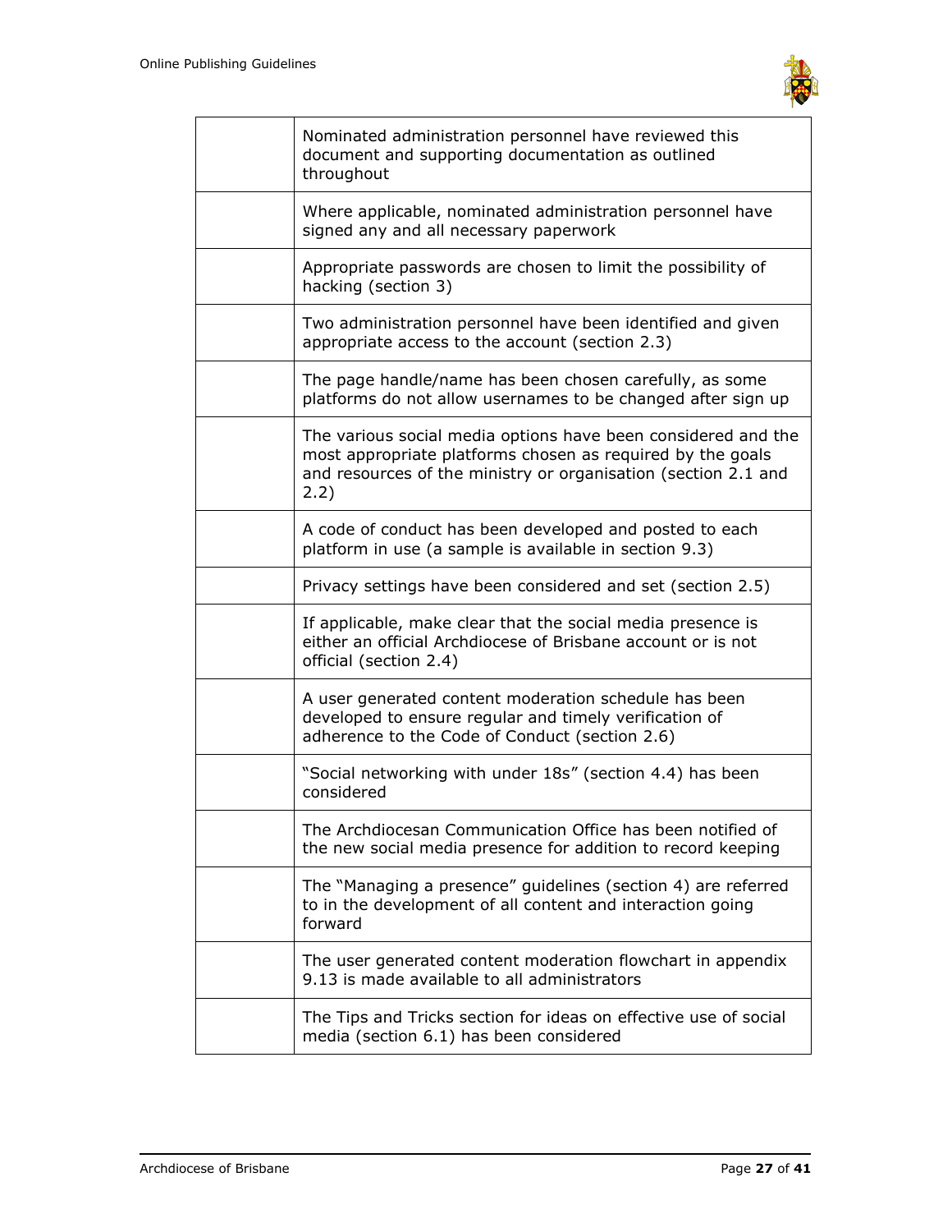|  |  |
|---|---|
|  | Nominated administration personnel have reviewed this document and supporting documentation as outlined throughout |
|  | Where applicable, nominated administration personnel have signed any and all necessary paperwork |
|  | Appropriate passwords are chosen to limit the possibility of hacking (section 3) |
|  | Two administration personnel have been identified and given appropriate access to the account (section 2.3) |
|  | The page handle/name has been chosen carefully, as some platforms do not allow usernames to be changed after sign up |
|  | The various social media options have been considered and the most appropriate platforms chosen as required by the goals and resources of the ministry or organisation (section 2.1 and 2.2) |
|  | A code of conduct has been developed and posted to each platform in use (a sample is available in section 9.3) |
|  | Privacy settings have been considered and set (section 2.5) |
|  | If applicable, make clear that the social media presence is either an official Archdiocese of Brisbane account or is not official (section 2.4) |
|  | A user generated content moderation schedule has been developed to ensure regular and timely verification of adherence to the Code of Conduct (section 2.6) |
|  | "Social networking with under 18s" (section 4.4) has been considered |
|  | The Archdiocesan Communication Office has been notified of the new social media presence for addition to record keeping |
|  | The "Managing a presence" guidelines (section 4) are referred to in the development of all content and interaction going forward |
|  | The user generated content moderation flowchart in appendix 9.13 is made available to all administrators |
|  | The Tips and Tricks section for ideas on effective use of social media (section 6.1) has been considered |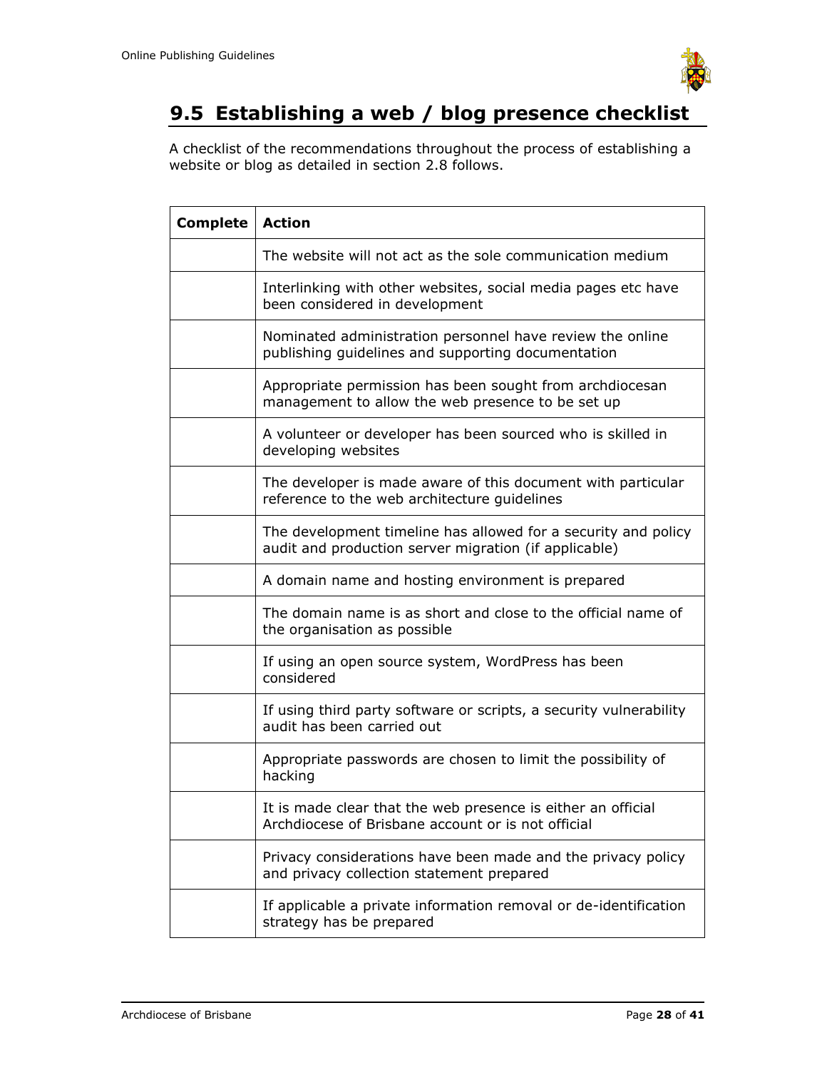## 9.5 Establishing a web / blog presence checklist

A checklist of the recommendations throughout the process of establishing a website or blog as detailed in section 2.8 follows.

| Complete | Action |
|---|---|
| | The website will not act as the sole communication medium |
| | Interlinking with other websites, social media pages etc have been considered in development |
| | Nominated administration personnel have review the online publishing guidelines and supporting documentation |
| | Appropriate permission has been sought from archdiocesan management to allow the web presence to be set up |
| | A volunteer or developer has been sourced who is skilled in developing websites |
| | The developer is made aware of this document with particular reference to the web architecture guidelines |
| | The development timeline has allowed for a security and policy audit and production server migration (if applicable) |
| | A domain name and hosting environment is prepared |
| | The domain name is as short and close to the official name of the organisation as possible |
| | If using an open source system, WordPress has been considered |
| | If using third party software or scripts, a security vulnerability audit has been carried out |
| | Appropriate passwords are chosen to limit the possibility of hacking |
| | It is made clear that the web presence is either an official Archdiocese of Brisbane account or is not official |
| | Privacy considerations have been made and the privacy policy and privacy collection statement prepared |
| | If applicable a private information removal or de-identification strategy has be prepared |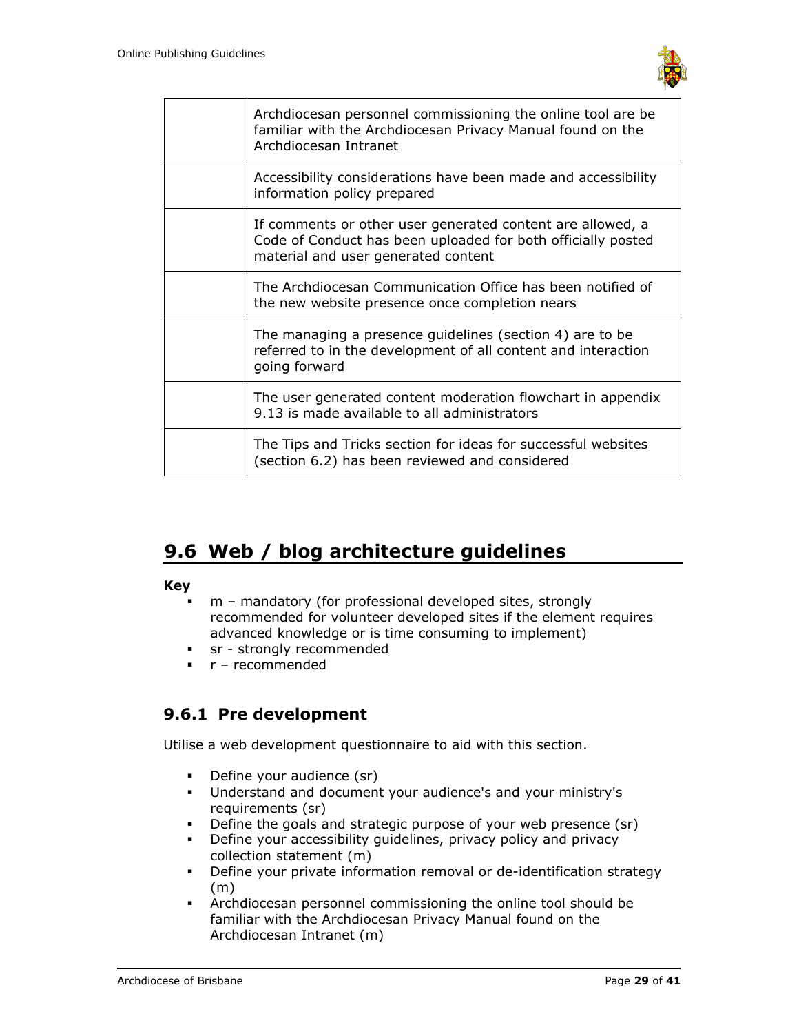| | |
|---|---|
| | Archdiocesan personnel commissioning the online tool are be familiar with the Archdiocesan Privacy Manual found on the Archdiocesan Intranet |
| | Accessibility considerations have been made and accessibility information policy prepared |
| | If comments or other user generated content are allowed, a Code of Conduct has been uploaded for both officially posted material and user generated content |
| | The Archdiocesan Communication Office has been notified of the new website presence once completion nears |
| | The managing a presence guidelines (section 4) are to be referred to in the development of all content and interaction going forward |
| | The user generated content moderation flowchart in appendix 9.13 is made available to all administrators |
| | The Tips and Tricks section for ideas for successful websites (section 6.2) has been reviewed and considered |

## 9.6 Web / blog architecture guidelines

**Key**

- m – mandatory (for professional developed sites, strongly recommended for volunteer developed sites if the element requires advanced knowledge or is time consuming to implement)
- sr - strongly recommended
- r – recommended

### 9.6.1 Pre development

Utilise a web development questionnaire to aid with this section.

- Define your audience (sr)
- Understand and document your audience's and your ministry's requirements (sr)
- Define the goals and strategic purpose of your web presence (sr)
- Define your accessibility guidelines, privacy policy and privacy collection statement (m)
- Define your private information removal or de-identification strategy (m)
- Archdiocesan personnel commissioning the online tool should be familiar with the Archdiocesan Privacy Manual found on the Archdiocesan Intranet (m)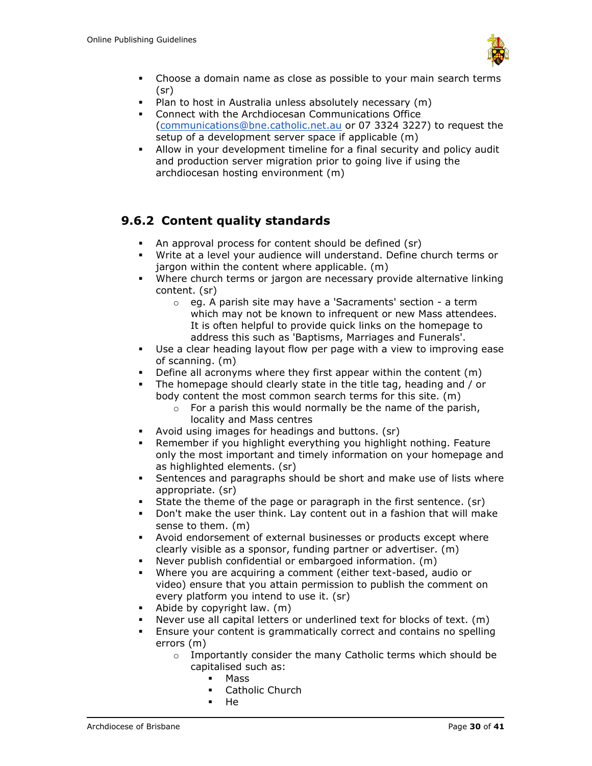- Choose a domain name as close as possible to your main search terms (sr)
- Plan to host in Australia unless absolutely necessary (m)
- Connect with the Archdiocesan Communications Office (communications@bne.catholic.net.au or 07 3324 3227) to request the setup of a development server space if applicable (m)
- Allow in your development timeline for a final security and policy audit and production server migration prior to going live if using the archdiocesan hosting environment (m)

### 9.6.2 Content quality standards

- An approval process for content should be defined (sr)
- Write at a level your audience will understand. Define church terms or jargon within the content where applicable. (m)
- Where church terms or jargon are necessary provide alternative linking content. (sr)
  - eg. A parish site may have a 'Sacraments' section - a term which may not be known to infrequent or new Mass attendees. It is often helpful to provide quick links on the homepage to address this such as 'Baptisms, Marriages and Funerals'.
- Use a clear heading layout flow per page with a view to improving ease of scanning. (m)
- Define all acronyms where they first appear within the content (m)
- The homepage should clearly state in the title tag, heading and / or body content the most common search terms for this site. (m)
  - For a parish this would normally be the name of the parish, locality and Mass centres
- Avoid using images for headings and buttons. (sr)
- Remember if you highlight everything you highlight nothing. Feature only the most important and timely information on your homepage and as highlighted elements. (sr)
- Sentences and paragraphs should be short and make use of lists where appropriate. (sr)
- State the theme of the page or paragraph in the first sentence. (sr)
- Don't make the user think. Lay content out in a fashion that will make sense to them. (m)
- Avoid endorsement of external businesses or products except where clearly visible as a sponsor, funding partner or advertiser. (m)
- Never publish confidential or embargoed information. (m)
- Where you are acquiring a comment (either text-based, audio or video) ensure that you attain permission to publish the comment on every platform you intend to use it. (sr)
- Abide by copyright law. (m)
- Never use all capital letters or underlined text for blocks of text. (m)
- Ensure your content is grammatically correct and contains no spelling errors (m)
  - Importantly consider the many Catholic terms which should be capitalised such as:
    - Mass
    - Catholic Church
    - He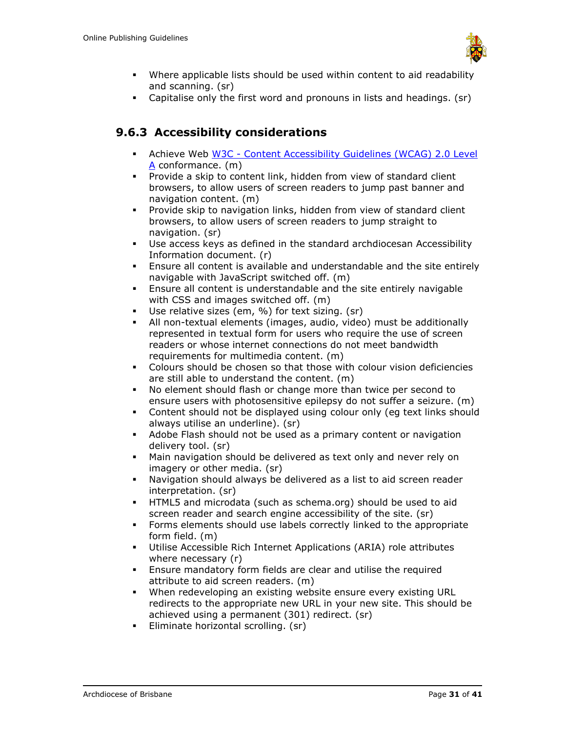- Where applicable lists should be used within content to aid readability and scanning. (sr)
- Capitalise only the first word and pronouns in lists and headings. (sr)

### 9.6.3 Accessibility considerations

- Achieve Web [W3C - Content Accessibility Guidelines (WCAG) 2.0 Level A]() conformance. (m)
- Provide a skip to content link, hidden from view of standard client browsers, to allow users of screen readers to jump past banner and navigation content. (m)
- Provide skip to navigation links, hidden from view of standard client browsers, to allow users of screen readers to jump straight to navigation. (sr)
- Use access keys as defined in the standard archdiocesan Accessibility Information document. (r)
- Ensure all content is available and understandable and the site entirely navigable with JavaScript switched off. (m)
- Ensure all content is understandable and the site entirely navigable with CSS and images switched off. (m)
- Use relative sizes (em, %) for text sizing. (sr)
- All non-textual elements (images, audio, video) must be additionally represented in textual form for users who require the use of screen readers or whose internet connections do not meet bandwidth requirements for multimedia content. (m)
- Colours should be chosen so that those with colour vision deficiencies are still able to understand the content. (m)
- No element should flash or change more than twice per second to ensure users with photosensitive epilepsy do not suffer a seizure. (m)
- Content should not be displayed using colour only (eg text links should always utilise an underline). (sr)
- Adobe Flash should not be used as a primary content or navigation delivery tool. (sr)
- Main navigation should be delivered as text only and never rely on imagery or other media. (sr)
- Navigation should always be delivered as a list to aid screen reader interpretation. (sr)
- HTML5 and microdata (such as schema.org) should be used to aid screen reader and search engine accessibility of the site. (sr)
- Forms elements should use labels correctly linked to the appropriate form field. (m)
- Utilise Accessible Rich Internet Applications (ARIA) role attributes where necessary (r)
- Ensure mandatory form fields are clear and utilise the required attribute to aid screen readers. (m)
- When redeveloping an existing website ensure every existing URL redirects to the appropriate new URL in your new site. This should be achieved using a permanent (301) redirect. (sr)
- Eliminate horizontal scrolling. (sr)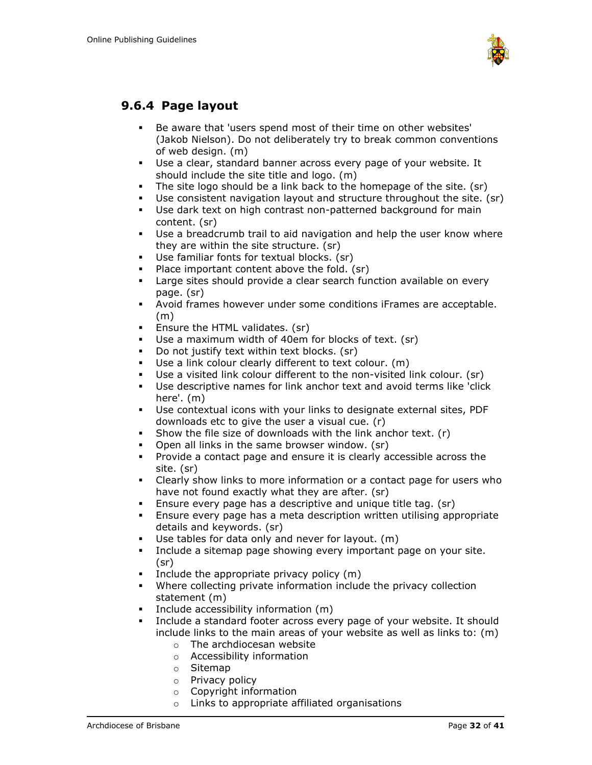### 9.6.4 Page layout

- Be aware that 'users spend most of their time on other websites' (Jakob Nielson). Do not deliberately try to break common conventions of web design. (m)
- Use a clear, standard banner across every page of your website. It should include the site title and logo. (m)
- The site logo should be a link back to the homepage of the site. (sr)
- Use consistent navigation layout and structure throughout the site. (sr)
- Use dark text on high contrast non-patterned background for main content. (sr)
- Use a breadcrumb trail to aid navigation and help the user know where they are within the site structure. (sr)
- Use familiar fonts for textual blocks. (sr)
- Place important content above the fold. (sr)
- Large sites should provide a clear search function available on every page. (sr)
- Avoid frames however under some conditions iFrames are acceptable. (m)
- Ensure the HTML validates. (sr)
- Use a maximum width of 40em for blocks of text. (sr)
- Do not justify text within text blocks. (sr)
- Use a link colour clearly different to text colour. (m)
- Use a visited link colour different to the non-visited link colour. (sr)
- Use descriptive names for link anchor text and avoid terms like 'click here'. (m)
- Use contextual icons with your links to designate external sites, PDF downloads etc to give the user a visual cue. (r)
- Show the file size of downloads with the link anchor text. (r)
- Open all links in the same browser window. (sr)
- Provide a contact page and ensure it is clearly accessible across the site. (sr)
- Clearly show links to more information or a contact page for users who have not found exactly what they are after. (sr)
- Ensure every page has a descriptive and unique title tag. (sr)
- Ensure every page has a meta description written utilising appropriate details and keywords. (sr)
- Use tables for data only and never for layout. (m)
- Include a sitemap page showing every important page on your site. (sr)
- Include the appropriate privacy policy (m)
- Where collecting private information include the privacy collection statement (m)
- Include accessibility information (m)
- Include a standard footer across every page of your website. It should include links to the main areas of your website as well as links to: (m)
    - The archdiocesan website
    - Accessibility information
    - Sitemap
    - Privacy policy
    - Copyright information
    - Links to appropriate affiliated organisations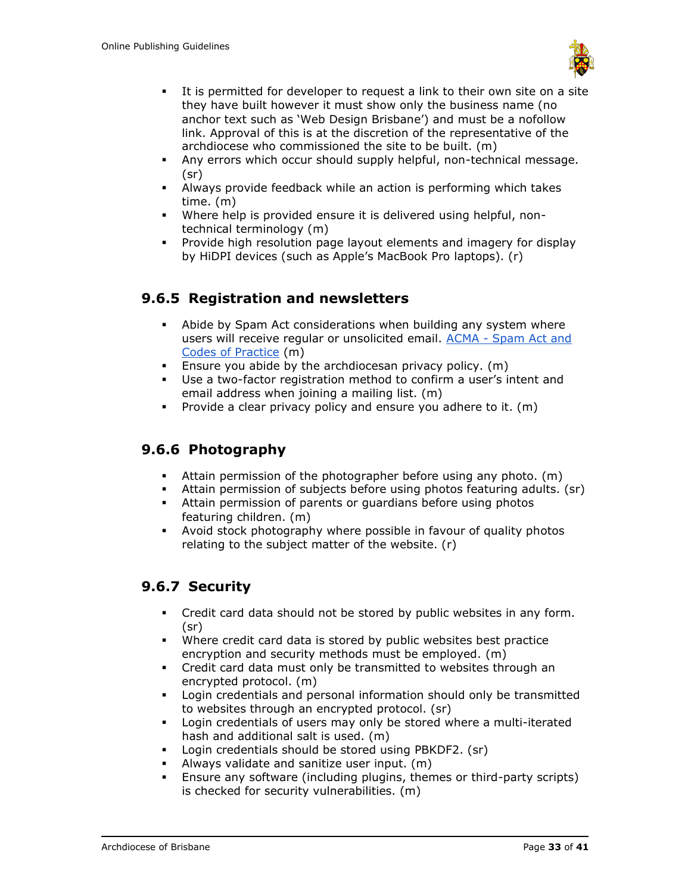- It is permitted for developer to request a link to their own site on a site they have built however it must show only the business name (no anchor text such as 'Web Design Brisbane') and must be a nofollow link. Approval of this is at the discretion of the representative of the archdiocese who commissioned the site to be built. (m)
- Any errors which occur should supply helpful, non-technical message. (sr)
- Always provide feedback while an action is performing which takes time. (m)
- Where help is provided ensure it is delivered using helpful, non-technical terminology (m)
- Provide high resolution page layout elements and imagery for display by HiDPI devices (such as Apple's MacBook Pro laptops). (r)

### 9.6.5 Registration and newsletters

- Abide by Spam Act considerations when building any system where users will receive regular or unsolicited email. [ACMA - Spam Act and Codes of Practice]() (m)
- Ensure you abide by the archdiocesan privacy policy. (m)
- Use a two-factor registration method to confirm a user's intent and email address when joining a mailing list. (m)
- Provide a clear privacy policy and ensure you adhere to it. (m)

### 9.6.6 Photography

- Attain permission of the photographer before using any photo. (m)
- Attain permission of subjects before using photos featuring adults. (sr)
- Attain permission of parents or guardians before using photos featuring children. (m)
- Avoid stock photography where possible in favour of quality photos relating to the subject matter of the website. (r)

### 9.6.7 Security

- Credit card data should not be stored by public websites in any form. (sr)
- Where credit card data is stored by public websites best practice encryption and security methods must be employed. (m)
- Credit card data must only be transmitted to websites through an encrypted protocol. (m)
- Login credentials and personal information should only be transmitted to websites through an encrypted protocol. (sr)
- Login credentials of users may only be stored where a multi-iterated hash and additional salt is used. (m)
- Login credentials should be stored using PBKDF2. (sr)
- Always validate and sanitize user input. (m)
- Ensure any software (including plugins, themes or third-party scripts) is checked for security vulnerabilities. (m)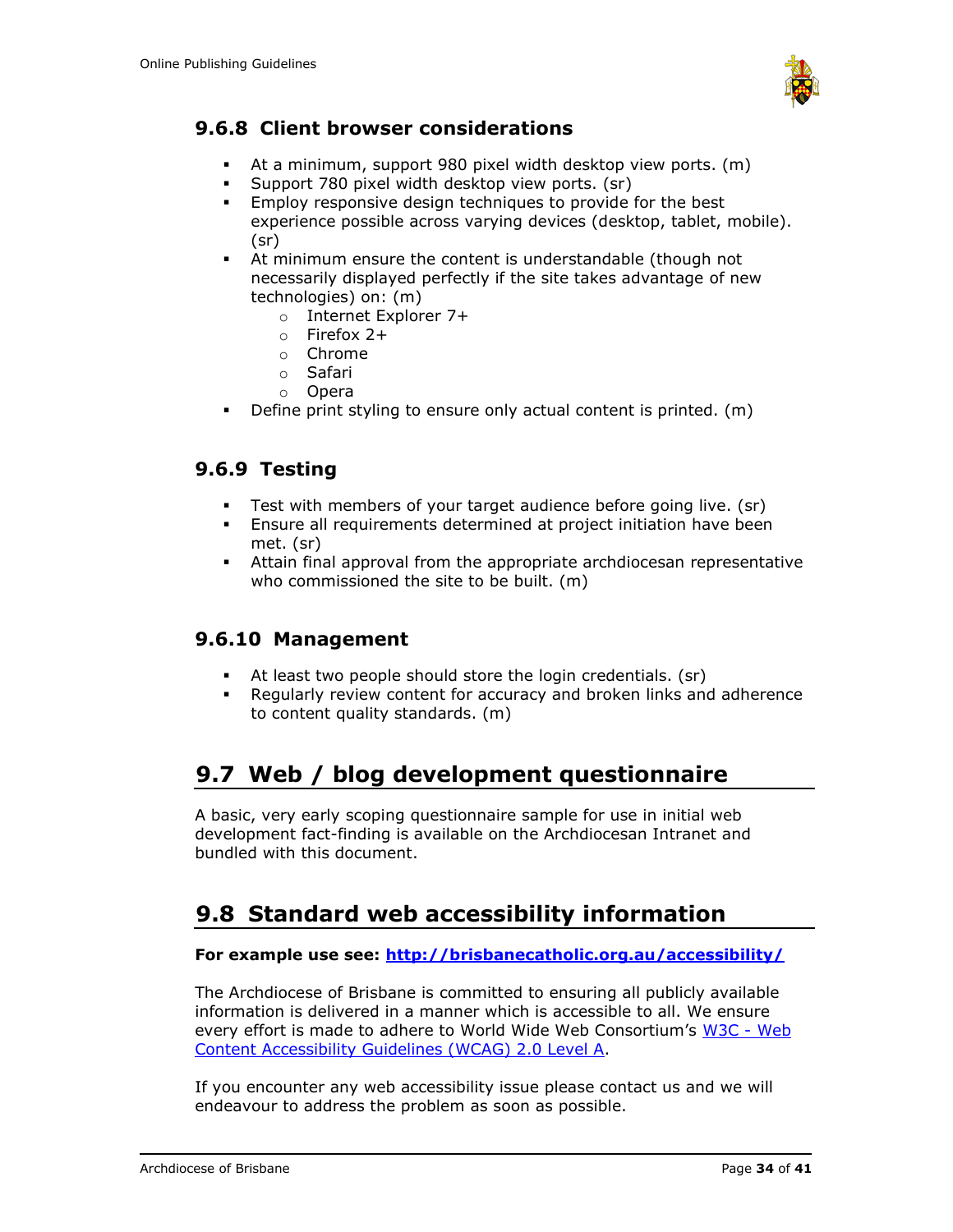### 9.6.8 Client browser considerations

- At a minimum, support 980 pixel width desktop view ports. (m)
- Support 780 pixel width desktop view ports. (sr)
- Employ responsive design techniques to provide for the best experience possible across varying devices (desktop, tablet, mobile). (sr)
- At minimum ensure the content is understandable (though not necessarily displayed perfectly if the site takes advantage of new technologies) on: (m)
  - Internet Explorer 7+
  - Firefox 2+
  - Chrome
  - Safari
  - Opera
- Define print styling to ensure only actual content is printed. (m)

### 9.6.9 Testing

- Test with members of your target audience before going live. (sr)
- Ensure all requirements determined at project initiation have been met. (sr)
- Attain final approval from the appropriate archdiocesan representative who commissioned the site to be built. (m)

### 9.6.10 Management

- At least two people should store the login credentials. (sr)
- Regularly review content for accuracy and broken links and adherence to content quality standards. (m)

## 9.7 Web / blog development questionnaire

A basic, very early scoping questionnaire sample for use in initial web development fact-finding is available on the Archdiocesan Intranet and bundled with this document.

## 9.8 Standard web accessibility information

**For example use see: [http://brisbanecatholic.org.au/accessibility/](http://brisbanecatholic.org.au/accessibility/)**

The Archdiocese of Brisbane is committed to ensuring all publicly available information is delivered in a manner which is accessible to all. We ensure every effort is made to adhere to World Wide Web Consortium's W3C - Web Content Accessibility Guidelines (WCAG) 2.0 Level A.

If you encounter any web accessibility issue please contact us and we will endeavour to address the problem as soon as possible.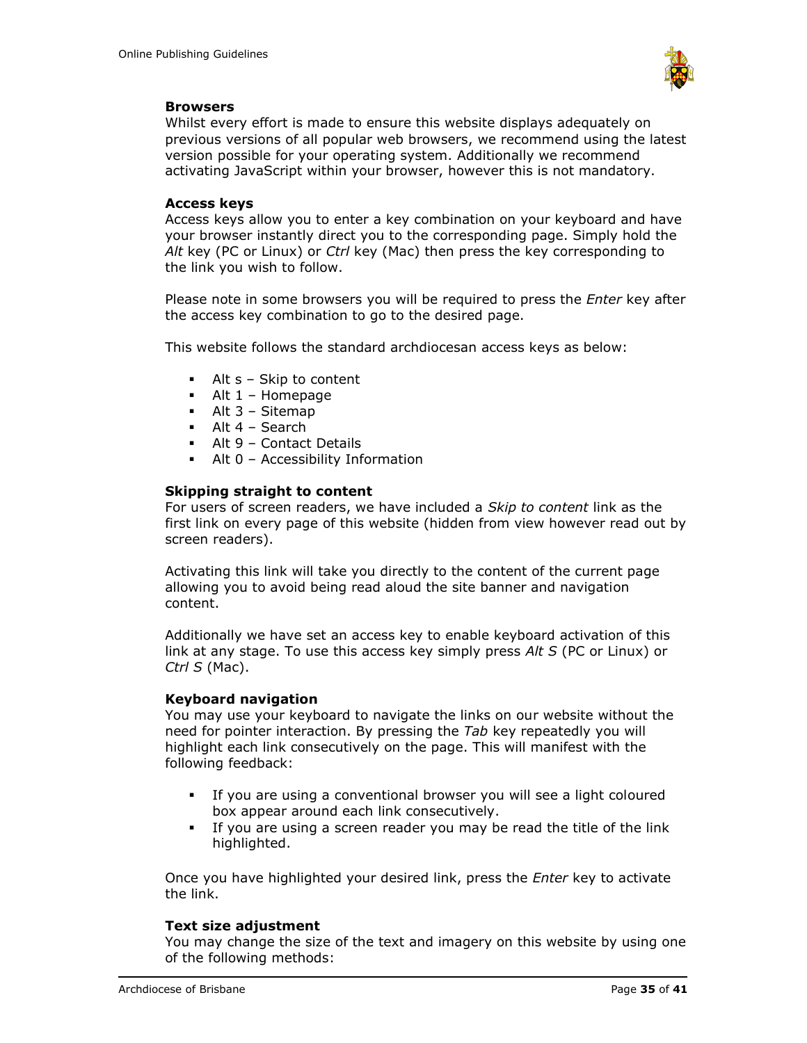**Browsers**

Whilst every effort is made to ensure this website displays adequately on previous versions of all popular web browsers, we recommend using the latest version possible for your operating system. Additionally we recommend activating JavaScript within your browser, however this is not mandatory.

**Access keys**

Access keys allow you to enter a key combination on your keyboard and have your browser instantly direct you to the corresponding page. Simply hold the *Alt* key (PC or Linux) or *Ctrl* key (Mac) then press the key corresponding to the link you wish to follow.

Please note in some browsers you will be required to press the *Enter* key after the access key combination to go to the desired page.

This website follows the standard archdiocesan access keys as below:

- Alt s – Skip to content
- Alt 1 – Homepage
- Alt 3 – Sitemap
- Alt 4 – Search
- Alt 9 – Contact Details
- Alt 0 – Accessibility Information

**Skipping straight to content**

For users of screen readers, we have included a *Skip to content* link as the first link on every page of this website (hidden from view however read out by screen readers).

Activating this link will take you directly to the content of the current page allowing you to avoid being read aloud the site banner and navigation content.

Additionally we have set an access key to enable keyboard activation of this link at any stage. To use this access key simply press *Alt S* (PC or Linux) or *Ctrl S* (Mac).

**Keyboard navigation**

You may use your keyboard to navigate the links on our website without the need for pointer interaction. By pressing the *Tab* key repeatedly you will highlight each link consecutively on the page. This will manifest with the following feedback:

- If you are using a conventional browser you will see a light coloured box appear around each link consecutively.
- If you are using a screen reader you may be read the title of the link highlighted.

Once you have highlighted your desired link, press the *Enter* key to activate the link.

**Text size adjustment**

You may change the size of the text and imagery on this website by using one of the following methods: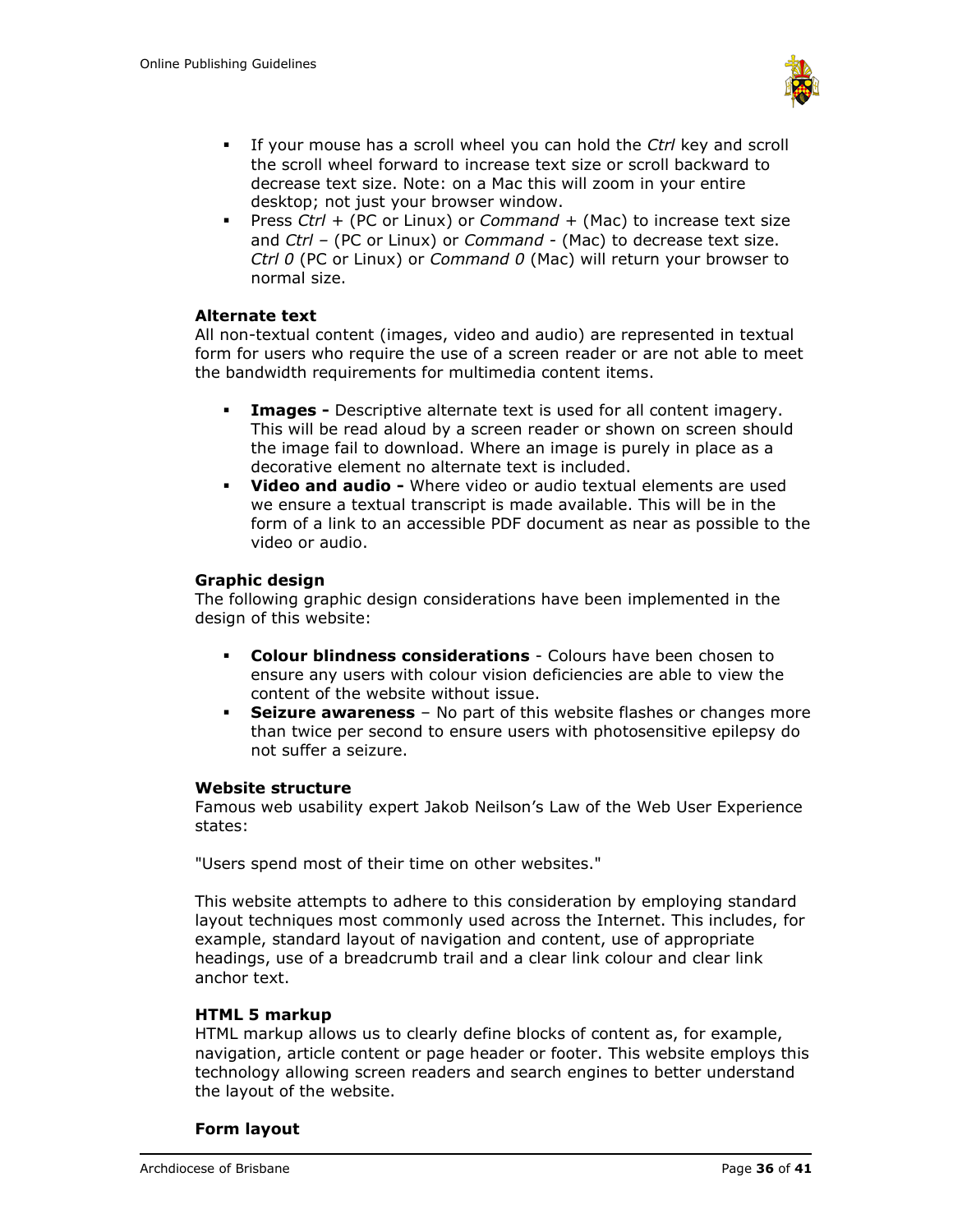- If your mouse has a scroll wheel you can hold the *Ctrl* key and scroll the scroll wheel forward to increase text size or scroll backward to decrease text size. Note: on a Mac this will zoom in your entire desktop; not just your browser window.
- Press *Ctrl* + (PC or Linux) or *Command* + (Mac) to increase text size and *Ctrl* – (PC or Linux) or *Command* - (Mac) to decrease text size. *Ctrl 0* (PC or Linux) or *Command 0* (Mac) will return your browser to normal size.

**Alternate text**

All non-textual content (images, video and audio) are represented in textual form for users who require the use of a screen reader or are not able to meet the bandwidth requirements for multimedia content items.

- **Images -** Descriptive alternate text is used for all content imagery. This will be read aloud by a screen reader or shown on screen should the image fail to download. Where an image is purely in place as a decorative element no alternate text is included.
- **Video and audio -** Where video or audio textual elements are used we ensure a textual transcript is made available. This will be in the form of a link to an accessible PDF document as near as possible to the video or audio.

**Graphic design**

The following graphic design considerations have been implemented in the design of this website:

- **Colour blindness considerations** - Colours have been chosen to ensure any users with colour vision deficiencies are able to view the content of the website without issue.
- **Seizure awareness** – No part of this website flashes or changes more than twice per second to ensure users with photosensitive epilepsy do not suffer a seizure.

**Website structure**

Famous web usability expert Jakob Neilson's Law of the Web User Experience states:

"Users spend most of their time on other websites."

This website attempts to adhere to this consideration by employing standard layout techniques most commonly used across the Internet. This includes, for example, standard layout of navigation and content, use of appropriate headings, use of a breadcrumb trail and a clear link colour and clear link anchor text.

**HTML 5 markup**

HTML markup allows us to clearly define blocks of content as, for example, navigation, article content or page header or footer. This website employs this technology allowing screen readers and search engines to better understand the layout of the website.

**Form layout**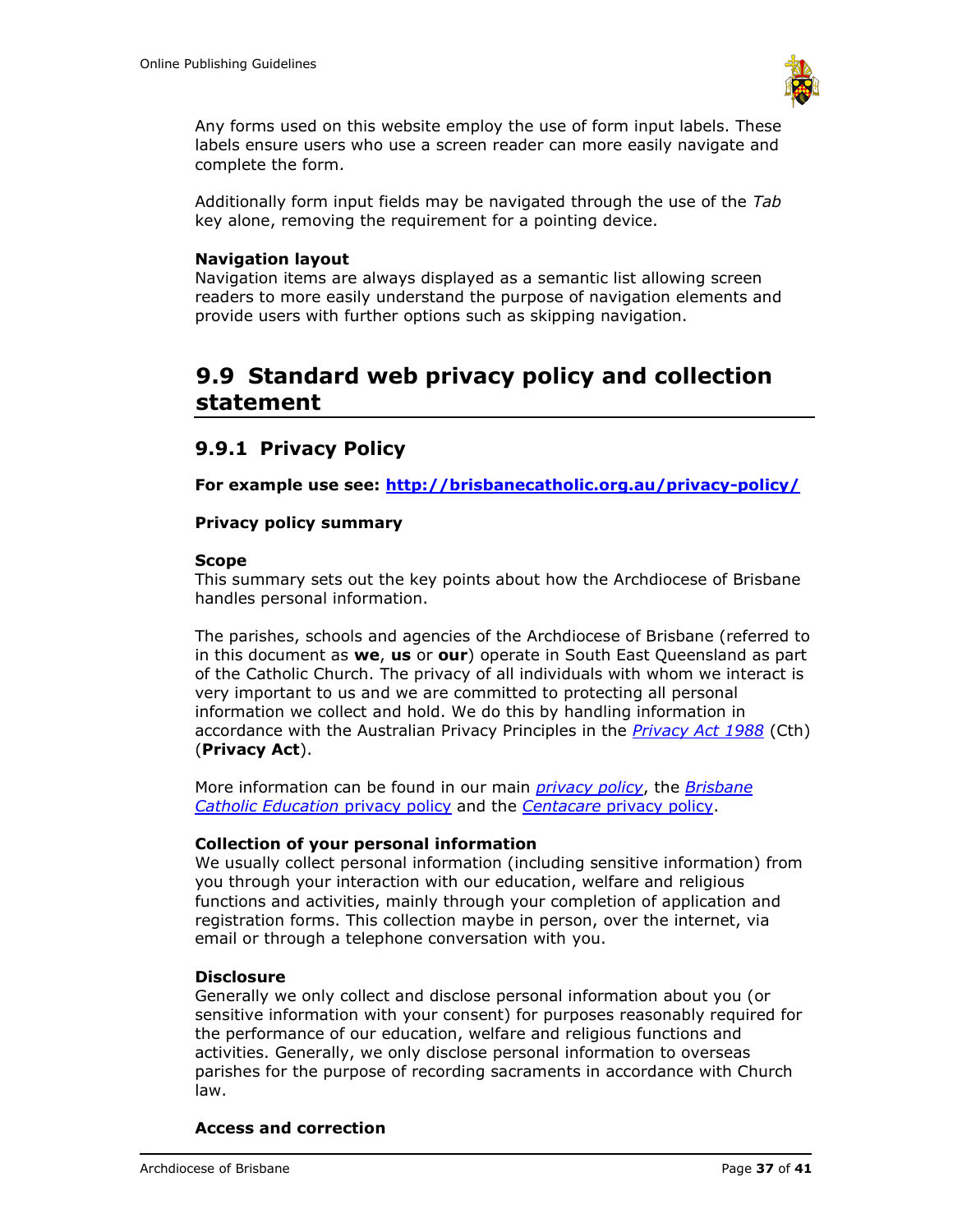Any forms used on this website employ the use of form input labels. These labels ensure users who use a screen reader can more easily navigate and complete the form.

Additionally form input fields may be navigated through the use of the *Tab* key alone, removing the requirement for a pointing device.

**Navigation layout**
Navigation items are always displayed as a semantic list allowing screen readers to more easily understand the purpose of navigation elements and provide users with further options such as skipping navigation.

## 9.9 Standard web privacy policy and collection statement

### 9.9.1 Privacy Policy

**For example use see: http://brisbanecatholic.org.au/privacy-policy/**

**Privacy policy summary**

**Scope**
This summary sets out the key points about how the Archdiocese of Brisbane handles personal information.

The parishes, schools and agencies of the Archdiocese of Brisbane (referred to in this document as **we**, **us** or **our**) operate in South East Queensland as part of the Catholic Church. The privacy of all individuals with whom we interact is very important to us and we are committed to protecting all personal information we collect and hold. We do this by handling information in accordance with the Australian Privacy Principles in the *Privacy Act 1988* (Cth) (**Privacy Act**).

More information can be found in our main *privacy policy*, the *Brisbane Catholic Education* privacy policy and the *Centacare* privacy policy.

**Collection of your personal information**
We usually collect personal information (including sensitive information) from you through your interaction with our education, welfare and religious functions and activities, mainly through your completion of application and registration forms. This collection maybe in person, over the internet, via email or through a telephone conversation with you.

**Disclosure**
Generally we only collect and disclose personal information about you (or sensitive information with your consent) for purposes reasonably required for the performance of our education, welfare and religious functions and activities. Generally, we only disclose personal information to overseas parishes for the purpose of recording sacraments in accordance with Church law.

**Access and correction**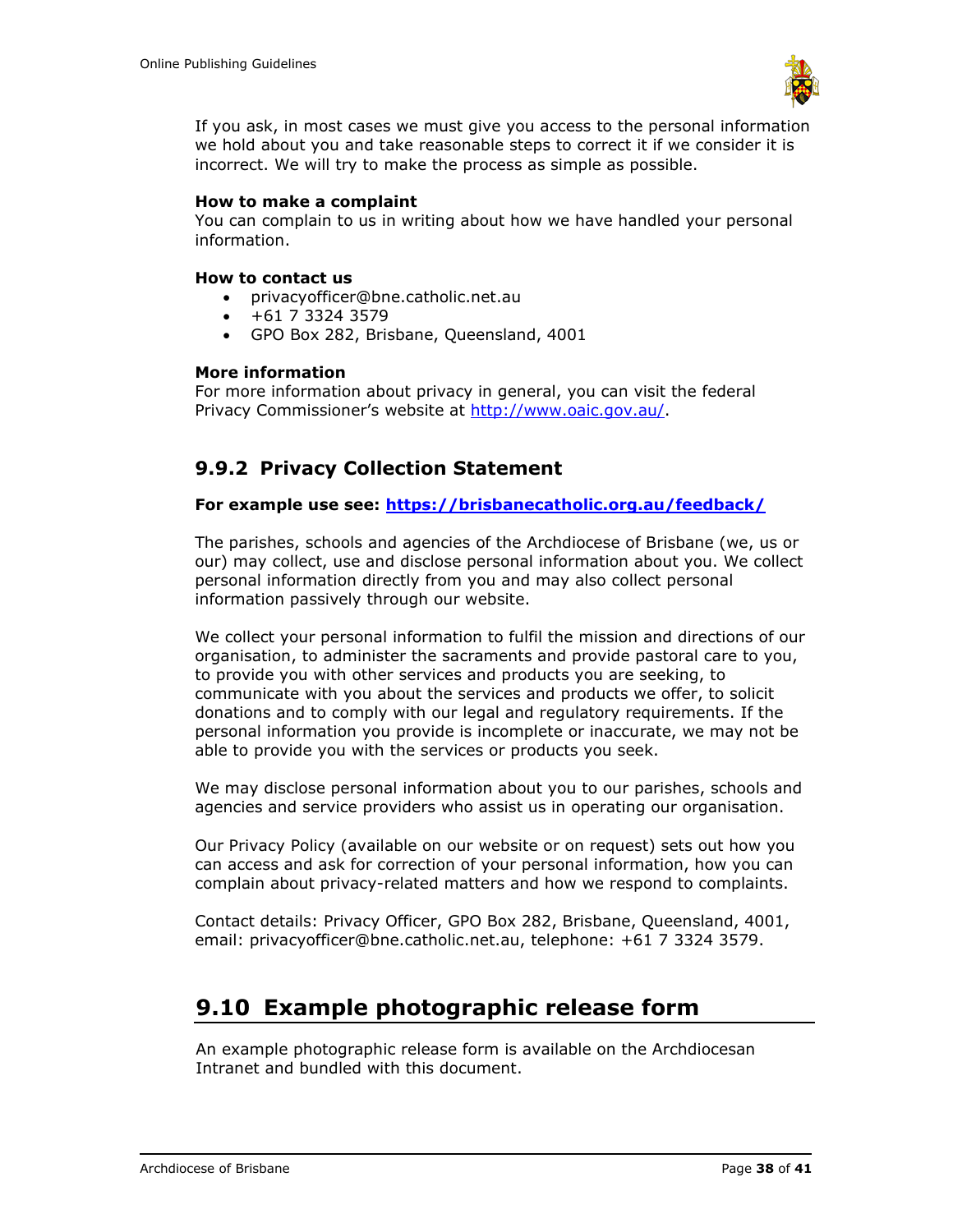If you ask, in most cases we must give you access to the personal information we hold about you and take reasonable steps to correct it if we consider it is incorrect. We will try to make the process as simple as possible.

**How to make a complaint**
You can complain to us in writing about how we have handled your personal information.

**How to contact us**

- privacyofficer@bne.catholic.net.au
- +61 7 3324 3579
- GPO Box 282, Brisbane, Queensland, 4001

**More information**
For more information about privacy in general, you can visit the federal Privacy Commissioner's website at http://www.oaic.gov.au/.

### 9.9.2 Privacy Collection Statement

**For example use see: https://brisbanecatholic.org.au/feedback/**

The parishes, schools and agencies of the Archdiocese of Brisbane (we, us or our) may collect, use and disclose personal information about you. We collect personal information directly from you and may also collect personal information passively through our website.

We collect your personal information to fulfil the mission and directions of our organisation, to administer the sacraments and provide pastoral care to you, to provide you with other services and products you are seeking, to communicate with you about the services and products we offer, to solicit donations and to comply with our legal and regulatory requirements. If the personal information you provide is incomplete or inaccurate, we may not be able to provide you with the services or products you seek.

We may disclose personal information about you to our parishes, schools and agencies and service providers who assist us in operating our organisation.

Our Privacy Policy (available on our website or on request) sets out how you can access and ask for correction of your personal information, how you can complain about privacy-related matters and how we respond to complaints.

Contact details: Privacy Officer, GPO Box 282, Brisbane, Queensland, 4001, email: privacyofficer@bne.catholic.net.au, telephone: +61 7 3324 3579.

## 9.10 Example photographic release form

An example photographic release form is available on the Archdiocesan Intranet and bundled with this document.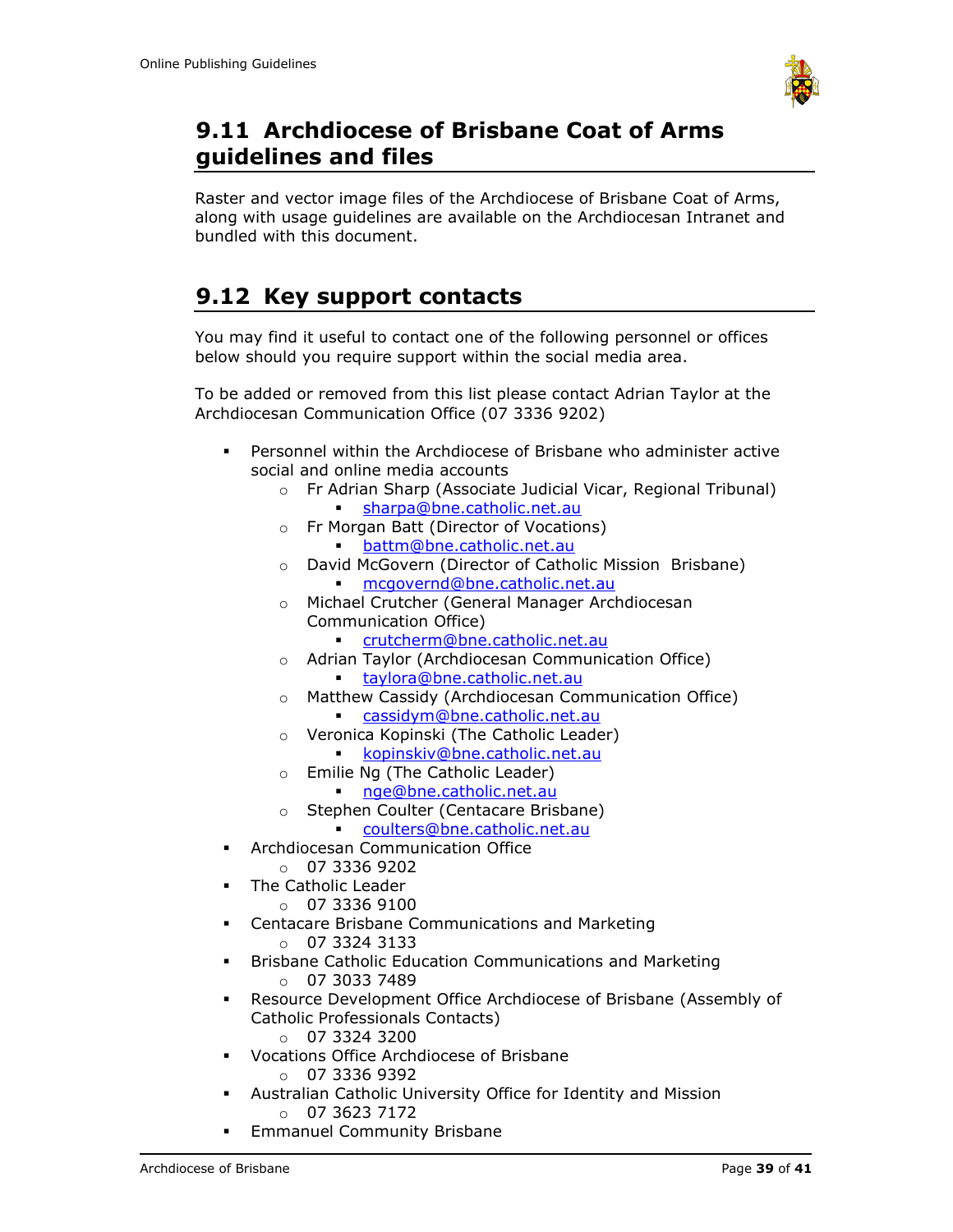## 9.11 Archdiocese of Brisbane Coat of Arms guidelines and files

Raster and vector image files of the Archdiocese of Brisbane Coat of Arms, along with usage guidelines are available on the Archdiocesan Intranet and bundled with this document.

## 9.12 Key support contacts

You may find it useful to contact one of the following personnel or offices below should you require support within the social media area.

To be added or removed from this list please contact Adrian Taylor at the Archdiocesan Communication Office (07 3336 9202)

- Personnel within the Archdiocese of Brisbane who administer active social and online media accounts
  - Fr Adrian Sharp (Associate Judicial Vicar, Regional Tribunal)
    - sharpa@bne.catholic.net.au
  - Fr Morgan Batt (Director of Vocations)
    - battm@bne.catholic.net.au
  - David McGovern (Director of Catholic Mission Brisbane)
    - mcgovernd@bne.catholic.net.au
  - Michael Crutcher (General Manager Archdiocesan Communication Office)
    - crutcherm@bne.catholic.net.au
  - Adrian Taylor (Archdiocesan Communication Office)
    - taylora@bne.catholic.net.au
  - Matthew Cassidy (Archdiocesan Communication Office)
    - cassidym@bne.catholic.net.au
  - Veronica Kopinski (The Catholic Leader)
    - kopinskiv@bne.catholic.net.au
  - Emilie Ng (The Catholic Leader)
    - nge@bne.catholic.net.au
  - Stephen Coulter (Centacare Brisbane)
    - coulters@bne.catholic.net.au
- Archdiocesan Communication Office
  - 07 3336 9202
- The Catholic Leader
  - 07 3336 9100
- Centacare Brisbane Communications and Marketing
  - 07 3324 3133
- Brisbane Catholic Education Communications and Marketing
  - 07 3033 7489
- Resource Development Office Archdiocese of Brisbane (Assembly of Catholic Professionals Contacts)
  - 07 3324 3200
- Vocations Office Archdiocese of Brisbane
  - 07 3336 9392
- Australian Catholic University Office for Identity and Mission
  - 07 3623 7172
- Emmanuel Community Brisbane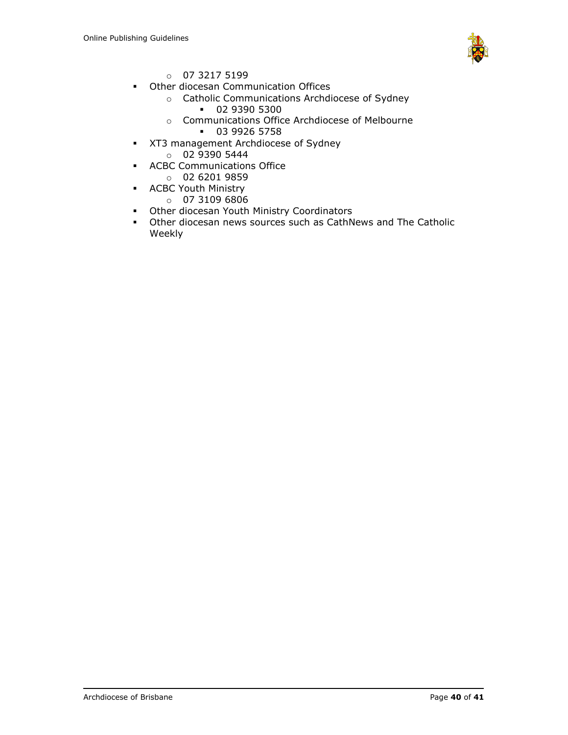- 07 3217 5199
- Other diocesan Communication Offices
    - Catholic Communications Archdiocese of Sydney
        - 02 9390 5300
    - Communications Office Archdiocese of Melbourne
        - 03 9926 5758
- XT3 management Archdiocese of Sydney
    - 02 9390 5444
- ACBC Communications Office
    - 02 6201 9859
- ACBC Youth Ministry
    - 07 3109 6806
- Other diocesan Youth Ministry Coordinators
- Other diocesan news sources such as CathNews and The Catholic Weekly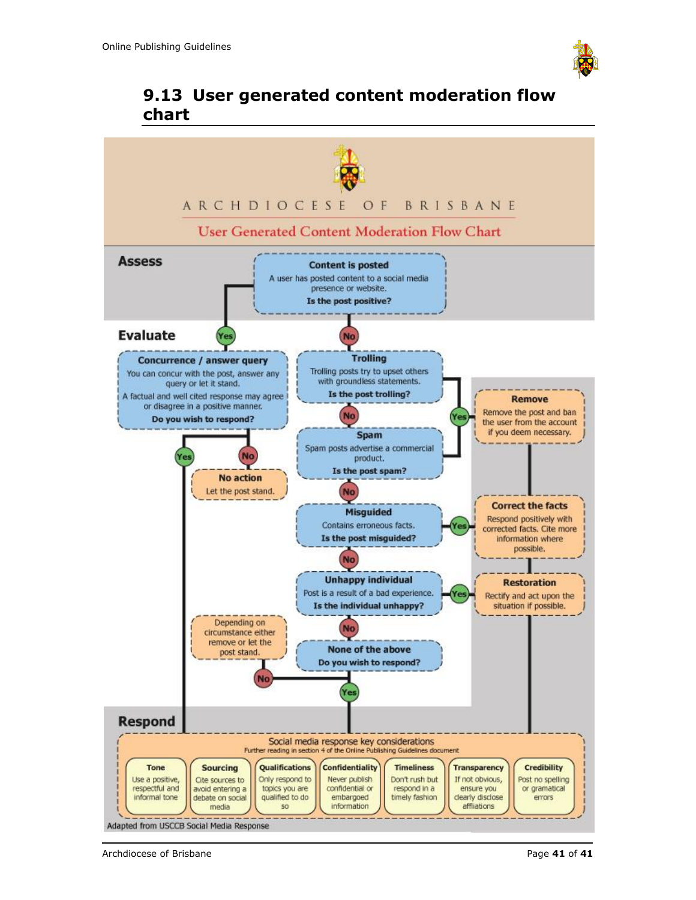## 9.13 User generated content moderation flow chart

ARCHDIOCESE OF BRISBANE

User Generated Content Moderation Flow Chart

Assess

**Content is posted**
A user has posted content to a social media presence or website.
**Is the post positive?**

Evaluate

Yes

**Concurrence / answer query**
You can concur with the post, answer any query or let it stand.
A factual and well cited response may agree or disagree in a positive manner.
**Do you wish to respond?**

Yes

No

**No action**
Let the post stand.

No

**Trolling**
Trolling posts try to upset others with groundless statements.
**Is the post trolling?**

No

**Spam**
Spam posts advertise a commercial product.
**Is the post spam?**

Yes

**Remove**
Remove the post and ban the user from the account if you deem necessary.

No

**Misguided**
Contains erroneous facts.
**Is the post misguided?**

Yes

**Correct the facts**
Respond positively with corrected facts. Cite more information where possible.

No

**Unhappy individual**
Post is a result of a bad experience.
**Is the individual unhappy?**

Yes

**Restoration**
Rectify and act upon the situation if possible.

No

**None of the above**
**Do you wish to respond?**

No

Depending on circumstance either remove or let the post stand.

Yes

Respond

Social media response key considerations
Further reading in section 4 of the Online Publishing Guidelines document

**Tone**
Use a positive, respectful and informal tone

**Sourcing**
Cite sources to avoid entering a debate on social media

**Qualifications**
Only respond to topics you are qualified to do so

**Confidentiality**
Never publish confidential or embargoed information

**Timeliness**
Don't rush but respond in a timely fashion

**Transparency**
If not obvious, ensure you clearly disclose affliations

**Credibility**
Post no spelling or gramatical errors

Adapted from USCCB Social Media Response